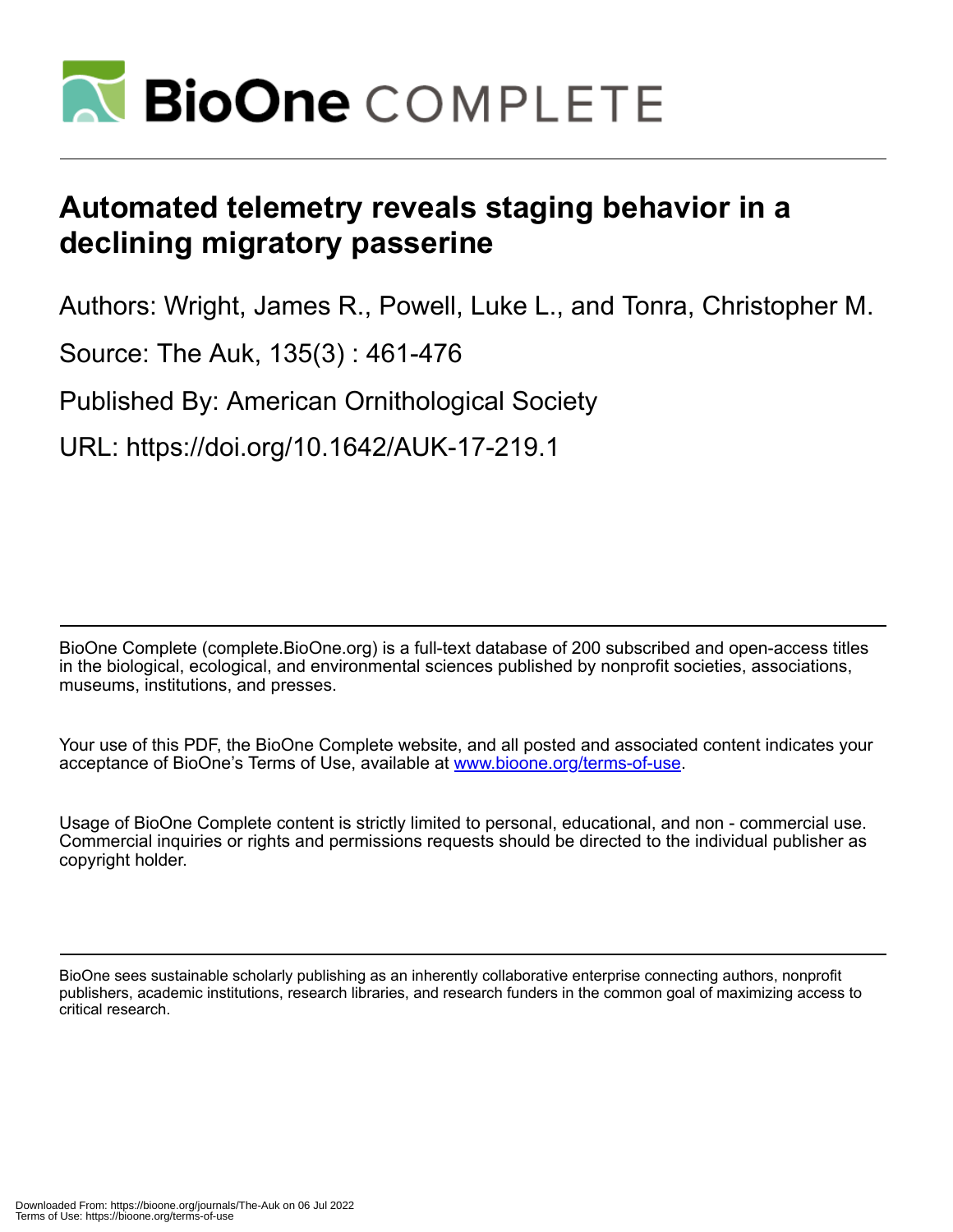# Automated telemetry reveals staging behavior in a declining migratory passerine

Authors: Wright, James R., Powell, Luke L., and Tonra, Christopher M.

Source: The Auk, 135(3) : 461-476

Published By: American Ornithological Society

URL: https://doi.org/10.1642/AUK-17-219.1

BioOne Complete (complete.BioOne.org) is a full-text database of 200 subscribed and open-access titles in the biological, ecological, and environmental sciences published by nonprofit societies, associations, museums, institutions, and presses.

Your use of this PDF, the BioOne Complete website, and all posted and associated content indicates your acceptance of BioOne's Terms of Use, available at www.bioone.org/terms-of-use.

Usage of BioOne Complete content is strictly limited to personal, educational, and non - commercial use. Commercial inquiries or rights and permissions requests should be directed to the individual publisher as copyright holder.

BioOne sees sustainable scholarly publishing as an inherently collaborative enterprise connecting authors, nonprofit publishers, academic institutions, research libraries, and research funders in the common goal of maximizing access to critical research.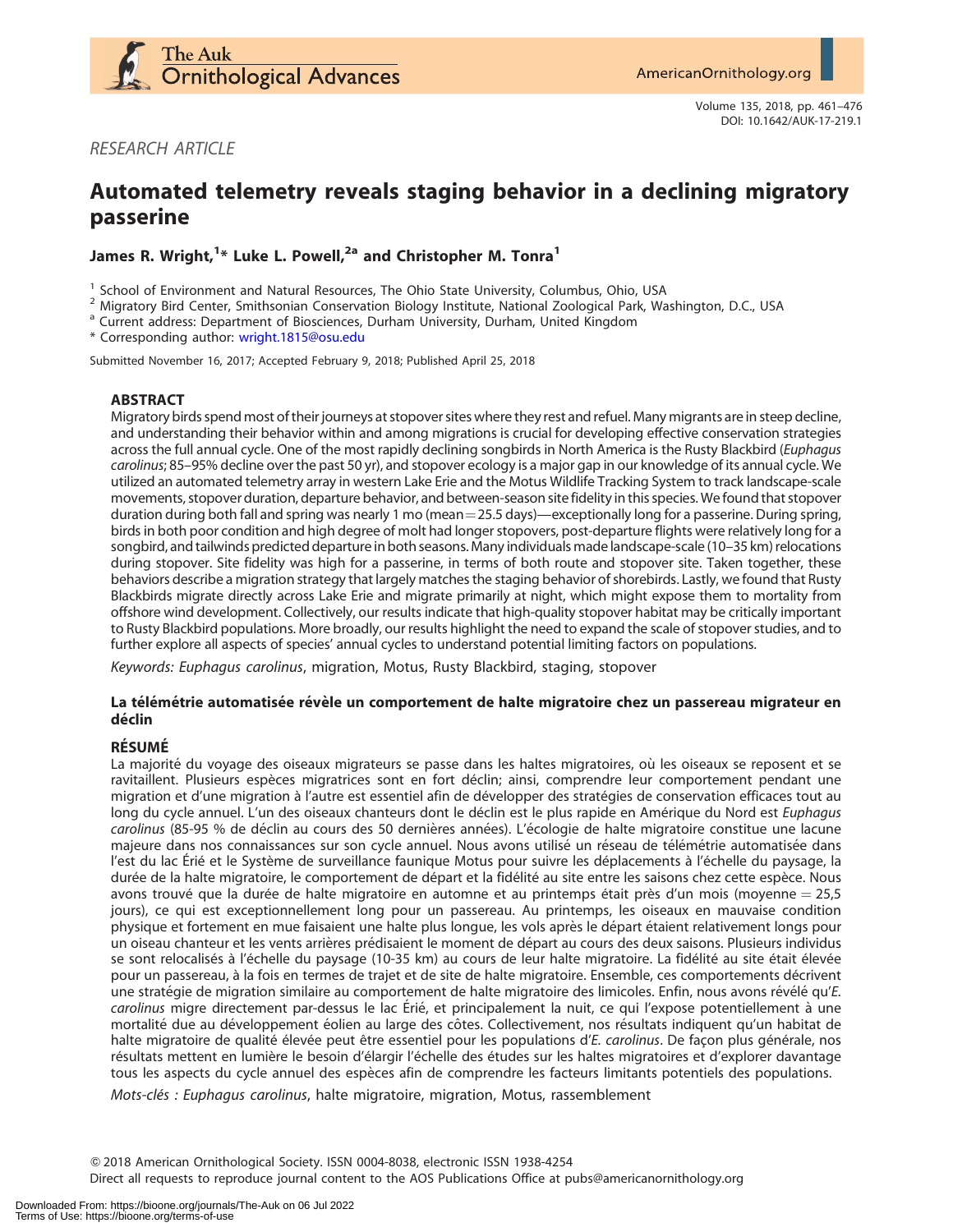RESEARCH ARTICLE

# Automated telemetry reveals staging behavior in a declining migratory passerine

**James R. Wright,[1]* Luke L. Powell,[2a] and Christopher M. Tonra[1]**

[1] School of Environment and Natural Resources, The Ohio State University, Columbus, Ohio, USA
[2] Migratory Bird Center, Smithsonian Conservation Biology Institute, National Zoological Park, Washington, D.C., USA
[a] Current address: Department of Biosciences, Durham University, Durham, United Kingdom
* Corresponding author: wright.1815@osu.edu

Submitted November 16, 2017; Accepted February 9, 2018; Published April 25, 2018

## ABSTRACT

Migratory birds spend most of their journeys at stopover sites where they rest and refuel. Many migrants are in steep decline, and understanding their behavior within and among migrations is crucial for developing effective conservation strategies across the full annual cycle. One of the most rapidly declining songbirds in North America is the Rusty Blackbird (*Euphagus carolinus*; 85–95% decline over the past 50 yr), and stopover ecology is a major gap in our knowledge of its annual cycle. We utilized an automated telemetry array in western Lake Erie and the Motus Wildlife Tracking System to track landscape-scale movements, stopover duration, departure behavior, and between-season site fidelity in this species. We found that stopover duration during both fall and spring was nearly 1 mo (mean = 25.5 days)—exceptionally long for a passerine. During spring, birds in both poor condition and high degree of molt had longer stopovers, post-departure flights were relatively long for a songbird, and tailwinds predicted departure in both seasons. Many individuals made landscape-scale (10–35 km) relocations during stopover. Site fidelity was high for a passerine, in terms of both route and stopover site. Taken together, these behaviors describe a migration strategy that largely matches the staging behavior of shorebirds. Lastly, we found that Rusty Blackbirds migrate directly across Lake Erie and migrate primarily at night, which might expose them to mortality from offshore wind development. Collectively, our results indicate that high-quality stopover habitat may be critically important to Rusty Blackbird populations. More broadly, our results highlight the need to expand the scale of stopover studies, and to further explore all aspects of species' annual cycles to understand potential limiting factors on populations.

*Keywords: Euphagus carolinus*, migration, Motus, Rusty Blackbird, staging, stopover

### La télémétrie automatisée révèle un comportement de halte migratoire chez un passereau migrateur en déclin

## RÉSUMÉ

La majorité du voyage des oiseaux migrateurs se passe dans les haltes migratoires, où les oiseaux se reposent et se ravitaillent. Plusieurs espèces migratrices sont en fort déclin; ainsi, comprendre leur comportement pendant une migration et d'une migration à l'autre est essentiel afin de développer des stratégies de conservation efficaces tout au long du cycle annuel. L'un des oiseaux chanteurs dont le déclin est le plus rapide en Amérique du Nord est *Euphagus carolinus* (85-95 % de déclin au cours des 50 dernières années). L'écologie de halte migratoire constitue une lacune majeure dans nos connaissances sur son cycle annuel. Nous avons utilisé un réseau de télémétrie automatisée dans l'est du lac Érié et le Système de surveillance faunique Motus pour suivre les déplacements à l'échelle du paysage, la durée de la halte migratoire, le comportement de départ et la fidélité au site entre les saisons chez cette espèce. Nous avons trouvé que la durée de halte migratoire en automne et au printemps était près d'un mois (moyenne = 25,5 jours), ce qui est exceptionnellement long pour un passereau. Au printemps, les oiseaux en mauvaise condition physique et fortement en mue faisaient une halte plus longue, les vols après le départ étaient relativement longs pour un oiseau chanteur et les vents arrières prédisaient le moment de départ au cours des deux saisons. Plusieurs individus se sont relocalisés à l'échelle du paysage (10-35 km) au cours de leur halte migratoire. La fidélité au site était élevée pour un passereau, à la fois en termes de trajet et de site de halte migratoire. Ensemble, ces comportements décrivent une stratégie de migration similaire au comportement de halte migratoire des limicoles. Enfin, nous avons révélé qu'*E. carolinus* migre directement par-dessus le lac Érié, et principalement la nuit, ce qui l'expose potentiellement à une mortalité due au développement éolien au large des côtes. Collectivement, nos résultats indiquent qu'un habitat de halte migratoire de qualité élevée peut être essentiel pour les populations d'*E. carolinus*. De façon plus générale, nos résultats mettent en lumière le besoin d'élargir l'échelle des études sur les haltes migratoires et d'explorer davantage tous les aspects du cycle annuel des espèces afin de comprendre les facteurs limitants potentiels des populations.

*Mots-clés : Euphagus carolinus*, halte migratoire, migration, Motus, rassemblement

© 2018 American Ornithological Society. ISSN 0004-8038, electronic ISSN 1938-4254
Direct all requests to reproduce journal content to the AOS Publications Office at pubs@americanornithology.org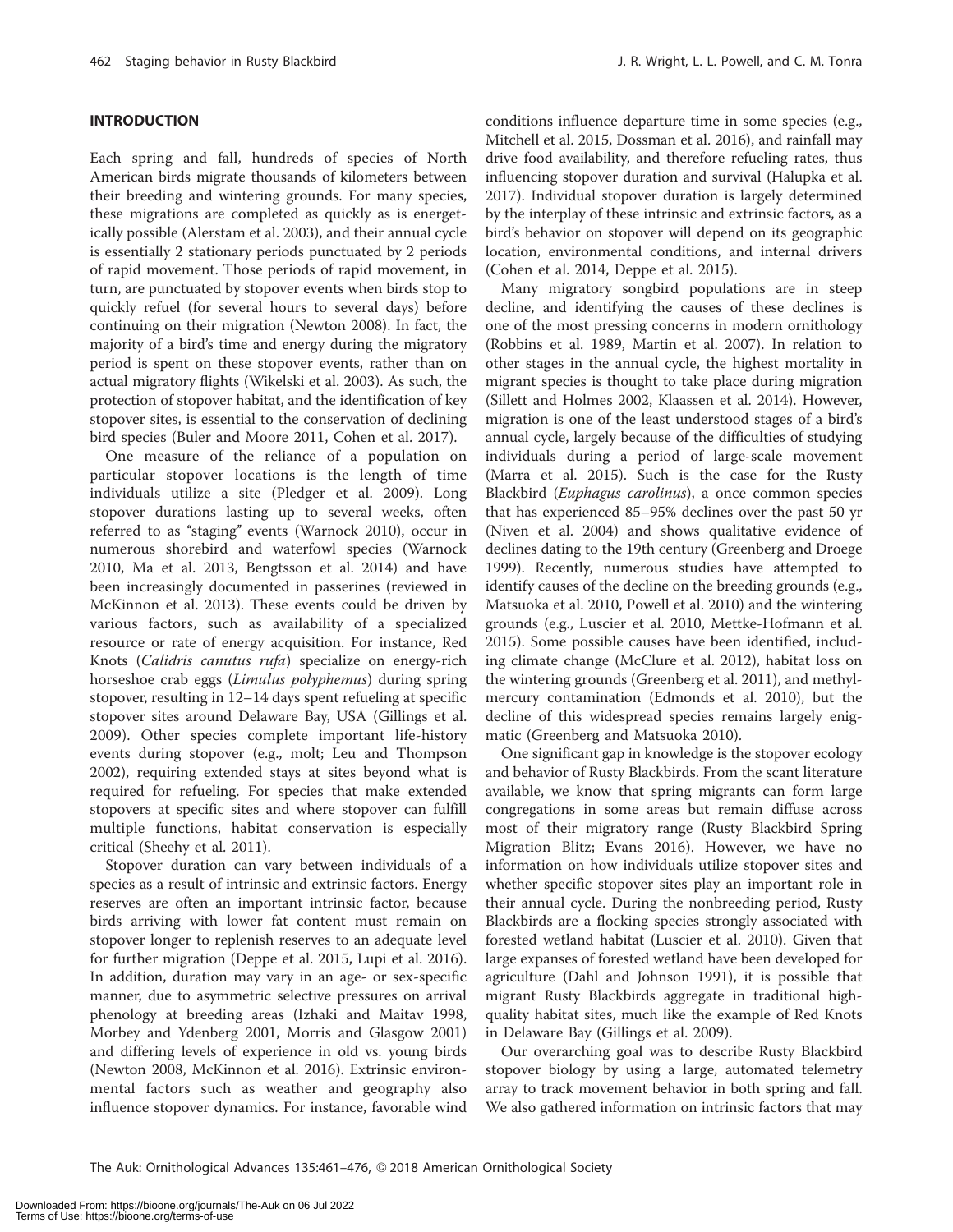## INTRODUCTION

Each spring and fall, hundreds of species of North American birds migrate thousands of kilometers between their breeding and wintering grounds. For many species, these migrations are completed as quickly as is energetically possible (Alerstam et al. 2003), and their annual cycle is essentially 2 stationary periods punctuated by 2 periods of rapid movement. Those periods of rapid movement, in turn, are punctuated by stopover events when birds stop to quickly refuel (for several hours to several days) before continuing on their migration (Newton 2008). In fact, the majority of a bird's time and energy during the migratory period is spent on these stopover events, rather than on actual migratory flights (Wikelski et al. 2003). As such, the protection of stopover habitat, and the identification of key stopover sites, is essential to the conservation of declining bird species (Buler and Moore 2011, Cohen et al. 2017).

One measure of the reliance of a population on particular stopover locations is the length of time individuals utilize a site (Pledger et al. 2009). Long stopover durations lasting up to several weeks, often referred to as "staging" events (Warnock 2010), occur in numerous shorebird and waterfowl species (Warnock 2010, Ma et al. 2013, Bengtsson et al. 2014) and have been increasingly documented in passerines (reviewed in McKinnon et al. 2013). These events could be driven by various factors, such as availability of a specialized resource or rate of energy acquisition. For instance, Red Knots (*Calidris canutus rufa*) specialize on energy-rich horseshoe crab eggs (*Limulus polyphemus*) during spring stopover, resulting in 12–14 days spent refueling at specific stopover sites around Delaware Bay, USA (Gillings et al. 2009). Other species complete important life-history events during stopover (e.g., molt; Leu and Thompson 2002), requiring extended stays at sites beyond what is required for refueling. For species that make extended stopovers at specific sites and where stopover can fulfill multiple functions, habitat conservation is especially critical (Sheehy et al. 2011).

Stopover duration can vary between individuals of a species as a result of intrinsic and extrinsic factors. Energy reserves are often an important intrinsic factor, because birds arriving with lower fat content must remain on stopover longer to replenish reserves to an adequate level for further migration (Deppe et al. 2015, Lupi et al. 2016). In addition, duration may vary in an age- or sex-specific manner, due to asymmetric selective pressures on arrival phenology at breeding areas (Izhaki and Maitav 1998, Morbey and Ydenberg 2001, Morris and Glasgow 2001) and differing levels of experience in old vs. young birds (Newton 2008, McKinnon et al. 2016). Extrinsic environmental factors such as weather and geography also influence stopover dynamics. For instance, favorable wind conditions influence departure time in some species (e.g., Mitchell et al. 2015, Dossman et al. 2016), and rainfall may drive food availability, and therefore refueling rates, thus influencing stopover duration and survival (Halupka et al. 2017). Individual stopover duration is largely determined by the interplay of these intrinsic and extrinsic factors, as a bird's behavior on stopover will depend on its geographic location, environmental conditions, and internal drivers (Cohen et al. 2014, Deppe et al. 2015).

Many migratory songbird populations are in steep decline, and identifying the causes of these declines is one of the most pressing concerns in modern ornithology (Robbins et al. 1989, Martin et al. 2007). In relation to other stages in the annual cycle, the highest mortality in migrant species is thought to take place during migration (Sillett and Holmes 2002, Klaassen et al. 2014). However, migration is one of the least understood stages of a bird's annual cycle, largely because of the difficulties of studying individuals during a period of large-scale movement (Marra et al. 2015). Such is the case for the Rusty Blackbird (*Euphagus carolinus*), a once common species that has experienced 85–95% declines over the past 50 yr (Niven et al. 2004) and shows qualitative evidence of declines dating to the 19th century (Greenberg and Droege 1999). Recently, numerous studies have attempted to identify causes of the decline on the breeding grounds (e.g., Matsuoka et al. 2010, Powell et al. 2010) and the wintering grounds (e.g., Luscier et al. 2010, Mettke-Hofmann et al. 2015). Some possible causes have been identified, including climate change (McClure et al. 2012), habitat loss on the wintering grounds (Greenberg et al. 2011), and methylmercury contamination (Edmonds et al. 2010), but the decline of this widespread species remains largely enigmatic (Greenberg and Matsuoka 2010).

One significant gap in knowledge is the stopover ecology and behavior of Rusty Blackbirds. From the scant literature available, we know that spring migrants can form large congregations in some areas but remain diffuse across most of their migratory range (Rusty Blackbird Spring Migration Blitz; Evans 2016). However, we have no information on how individuals utilize stopover sites and whether specific stopover sites play an important role in their annual cycle. During the nonbreeding period, Rusty Blackbirds are a flocking species strongly associated with forested wetland habitat (Luscier et al. 2010). Given that large expanses of forested wetland have been developed for agriculture (Dahl and Johnson 1991), it is possible that migrant Rusty Blackbirds aggregate in traditional high-quality habitat sites, much like the example of Red Knots in Delaware Bay (Gillings et al. 2009).

Our overarching goal was to describe Rusty Blackbird stopover biology by using a large, automated telemetry array to track movement behavior in both spring and fall. We also gathered information on intrinsic factors that may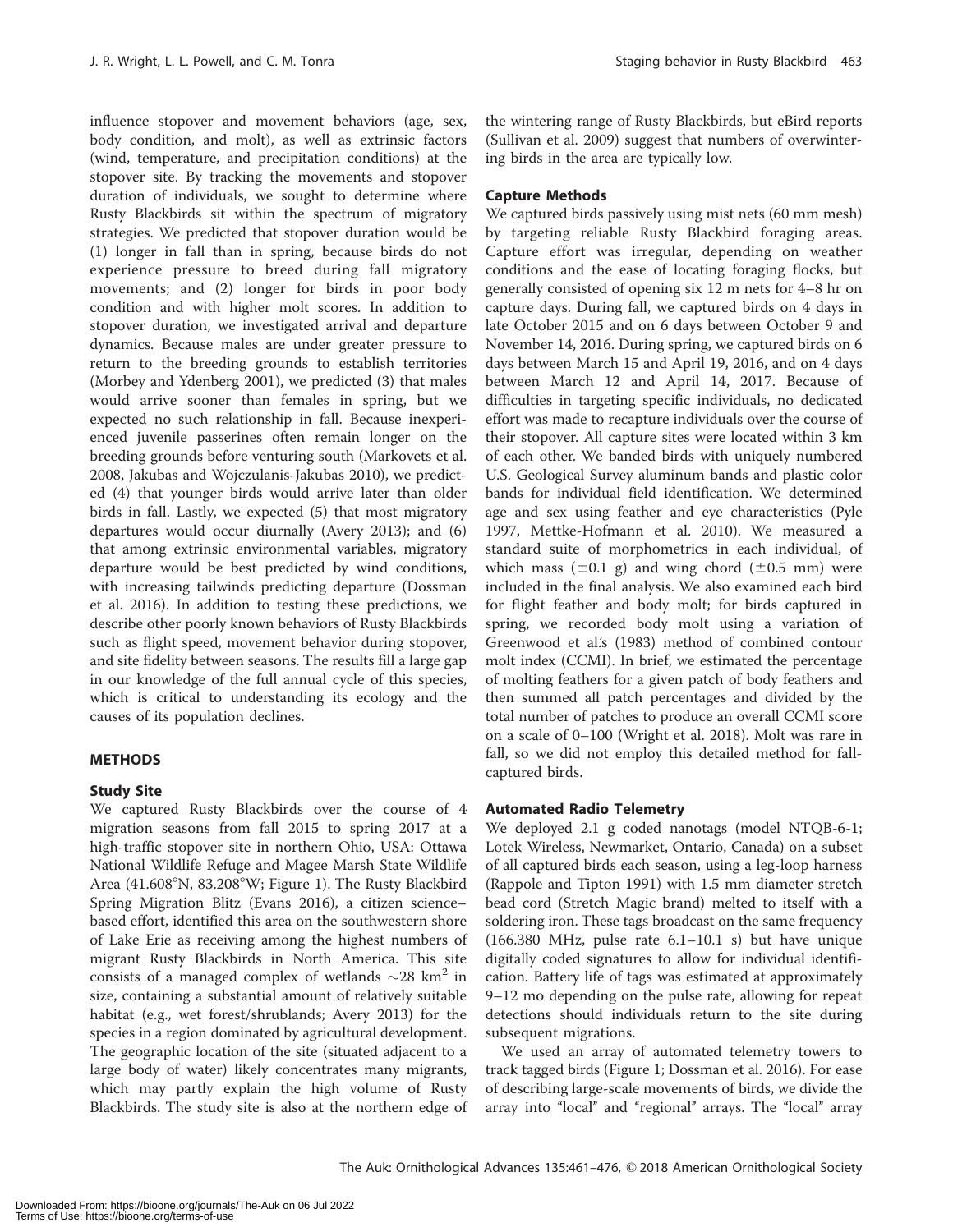influence stopover and movement behaviors (age, sex, body condition, and molt), as well as extrinsic factors (wind, temperature, and precipitation conditions) at the stopover site. By tracking the movements and stopover duration of individuals, we sought to determine where Rusty Blackbirds sit within the spectrum of migratory strategies. We predicted that stopover duration would be (1) longer in fall than in spring, because birds do not experience pressure to breed during fall migratory movements; and (2) longer for birds in poor body condition and with higher molt scores. In addition to stopover duration, we investigated arrival and departure dynamics. Because males are under greater pressure to return to the breeding grounds to establish territories (Morbey and Ydenberg 2001), we predicted (3) that males would arrive sooner than females in spring, but we expected no such relationship in fall. Because inexperienced juvenile passerines often remain longer on the breeding grounds before venturing south (Markovets et al. 2008, Jakubas and Wojczulanis-Jakubas 2010), we predicted (4) that younger birds would arrive later than older birds in fall. Lastly, we expected (5) that most migratory departures would occur diurnally (Avery 2013); and (6) that among extrinsic environmental variables, migratory departure would be best predicted by wind conditions, with increasing tailwinds predicting departure (Dossman et al. 2016). In addition to testing these predictions, we describe other poorly known behaviors of Rusty Blackbirds such as flight speed, movement behavior during stopover, and site fidelity between seasons. The results fill a large gap in our knowledge of the full annual cycle of this species, which is critical to understanding its ecology and the causes of its population declines.

## METHODS

### Study Site

We captured Rusty Blackbirds over the course of 4 migration seasons from fall 2015 to spring 2017 at a high-traffic stopover site in northern Ohio, USA: Ottawa National Wildlife Refuge and Magee Marsh State Wildlife Area (41.608°N, 83.208°W; Figure 1). The Rusty Blackbird Spring Migration Blitz (Evans 2016), a citizen science–based effort, identified this area on the southwestern shore of Lake Erie as receiving among the highest numbers of migrant Rusty Blackbirds in North America. This site consists of a managed complex of wetlands $\sim$28 km$^2$ in size, containing a substantial amount of relatively suitable habitat (e.g., wet forest/shrublands; Avery 2013) for the species in a region dominated by agricultural development. The geographic location of the site (situated adjacent to a large body of water) likely concentrates many migrants, which may partly explain the high volume of Rusty Blackbirds. The study site is also at the northern edge of the wintering range of Rusty Blackbirds, but eBird reports (Sullivan et al. 2009) suggest that numbers of overwintering birds in the area are typically low.

### Capture Methods

We captured birds passively using mist nets (60 mm mesh) by targeting reliable Rusty Blackbird foraging areas. Capture effort was irregular, depending on weather conditions and the ease of locating foraging flocks, but generally consisted of opening six 12 m nets for 4–8 hr on capture days. During fall, we captured birds on 4 days in late October 2015 and on 6 days between October 9 and November 14, 2016. During spring, we captured birds on 6 days between March 15 and April 19, 2016, and on 4 days between March 12 and April 14, 2017. Because of difficulties in targeting specific individuals, no dedicated effort was made to recapture individuals over the course of their stopover. All capture sites were located within 3 km of each other. We banded birds with uniquely numbered U.S. Geological Survey aluminum bands and plastic color bands for individual field identification. We determined age and sex using feather and eye characteristics (Pyle 1997, Mettke-Hofmann et al. 2010). We measured a standard suite of morphometrics in each individual, of which mass ($\pm$0.1 g) and wing chord ($\pm$0.5 mm) were included in the final analysis. We also examined each bird for flight feather and body molt; for birds captured in spring, we recorded body molt using a variation of Greenwood et al.'s (1983) method of combined contour molt index (CCMI). In brief, we estimated the percentage of molting feathers for a given patch of body feathers and then summed all patch percentages and divided by the total number of patches to produce an overall CCMI score on a scale of 0–100 (Wright et al. 2018). Molt was rare in fall, so we did not employ this detailed method for fall-captured birds.

### Automated Radio Telemetry

We deployed 2.1 g coded nanotags (model NTQB-6-1; Lotek Wireless, Newmarket, Ontario, Canada) on a subset of all captured birds each season, using a leg-loop harness (Rappole and Tipton 1991) with 1.5 mm diameter stretch bead cord (Stretch Magic brand) melted to itself with a soldering iron. These tags broadcast on the same frequency (166.380 MHz, pulse rate 6.1–10.1 s) but have unique digitally coded signatures to allow for individual identification. Battery life of tags was estimated at approximately 9–12 mo depending on the pulse rate, allowing for repeat detections should individuals return to the site during subsequent migrations.

We used an array of automated telemetry towers to track tagged birds (Figure 1; Dossman et al. 2016). For ease of describing large-scale movements of birds, we divide the array into "local" and "regional" arrays. The "local" array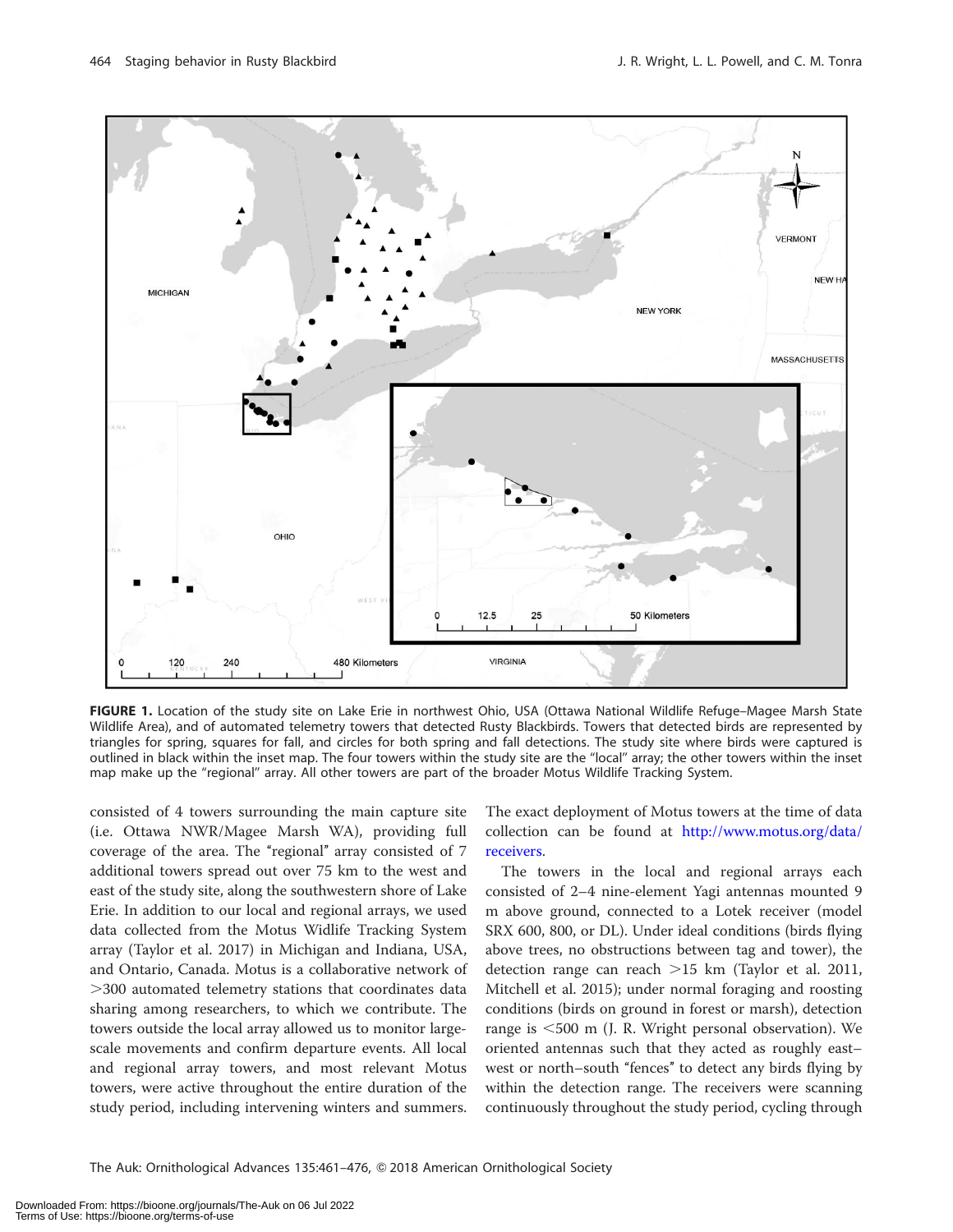FIGURE 1. Location of the study site on Lake Erie in northwest Ohio, USA (Ottawa National Wildlife Refuge–Magee Marsh State Wildlife Area), and of automated telemetry towers that detected Rusty Blackbirds. Towers that detected birds are represented by triangles for spring, squares for fall, and circles for both spring and fall detections. The study site where birds were captured is outlined in black within the inset map. The four towers within the study site are the "local" array; the other towers within the inset map make up the "regional" array. All other towers are part of the broader Motus Wildlife Tracking System.

consisted of 4 towers surrounding the main capture site (i.e. Ottawa NWR/Magee Marsh WA), providing full coverage of the area. The "regional" array consisted of 7 additional towers spread out over 75 km to the west and east of the study site, along the southwestern shore of Lake Erie. In addition to our local and regional arrays, we used data collected from the Motus Widlife Tracking System array (Taylor et al. 2017) in Michigan and Indiana, USA, and Ontario, Canada. Motus is a collaborative network of >300 automated telemetry stations that coordinates data sharing among researchers, to which we contribute. The towers outside the local array allowed us to monitor large-scale movements and confirm departure events. All local and regional array towers, and most relevant Motus towers, were active throughout the entire duration of the study period, including intervening winters and summers. The exact deployment of Motus towers at the time of data collection can be found at http://www.motus.org/data/receivers.

The towers in the local and regional arrays each consisted of 2–4 nine-element Yagi antennas mounted 9 m above ground, connected to a Lotek receiver (model SRX 600, 800, or DL). Under ideal conditions (birds flying above trees, no obstructions between tag and tower), the detection range can reach >15 km (Taylor et al. 2011, Mitchell et al. 2015); under normal foraging and roosting conditions (birds on ground in forest or marsh), detection range is <500 m (J. R. Wright personal observation). We oriented antennas such that they acted as roughly east–west or north–south "fences" to detect any birds flying by within the detection range. The receivers were scanning continuously throughout the study period, cycling through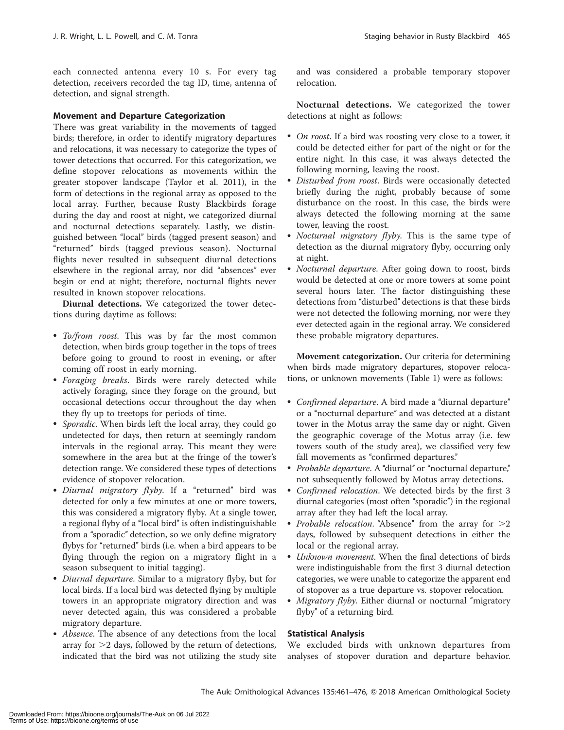each connected antenna every 10 s. For every tag detection, receivers recorded the tag ID, time, antenna of detection, and signal strength.

### Movement and Departure Categorization

There was great variability in the movements of tagged birds; therefore, in order to identify migratory departures and relocations, it was necessary to categorize the types of tower detections that occurred. For this categorization, we define stopover relocations as movements within the greater stopover landscape (Taylor et al. 2011), in the form of detections in the regional array as opposed to the local array. Further, because Rusty Blackbirds forage during the day and roost at night, we categorized diurnal and nocturnal detections separately. Lastly, we distinguished between "local" birds (tagged present season) and "returned" birds (tagged previous season). Nocturnal flights never resulted in subsequent diurnal detections elsewhere in the regional array, nor did "absences" ever begin or end at night; therefore, nocturnal flights never resulted in known stopover relocations.

**Diurnal detections.** We categorized the tower detections during daytime as follows:

- *To/from roost*. This was by far the most common detection, when birds group together in the tops of trees before going to ground to roost in evening, or after coming off roost in early morning.
- *Foraging breaks*. Birds were rarely detected while actively foraging, since they forage on the ground, but occasional detections occur throughout the day when they fly up to treetops for periods of time.
- *Sporadic*. When birds left the local array, they could go undetected for days, then return at seemingly random intervals in the regional array. This meant they were somewhere in the area but at the fringe of the tower's detection range. We considered these types of detections evidence of stopover relocation.
- *Diurnal migratory flyby*. If a "returned" bird was detected for only a few minutes at one or more towers, this was considered a migratory flyby. At a single tower, a regional flyby of a "local bird" is often indistinguishable from a "sporadic" detection, so we only define migratory flybys for "returned" birds (i.e. when a bird appears to be flying through the region on a migratory flight in a season subsequent to initial tagging).
- *Diurnal departure*. Similar to a migratory flyby, but for local birds. If a local bird was detected flying by multiple towers in an appropriate migratory direction and was never detected again, this was considered a probable migratory departure.
- *Absence*. The absence of any detections from the local array for >2 days, followed by the return of detections, indicated that the bird was not utilizing the study site and was considered a probable temporary stopover relocation.

**Nocturnal detections.** We categorized the tower detections at night as follows:

- *On roost*. If a bird was roosting very close to a tower, it could be detected either for part of the night or for the entire night. In this case, it was always detected the following morning, leaving the roost.
- *Disturbed from roost*. Birds were occasionally detected briefly during the night, probably because of some disturbance on the roost. In this case, the birds were always detected the following morning at the same tower, leaving the roost.
- *Nocturnal migratory flyby*. This is the same type of detection as the diurnal migratory flyby, occurring only at night.
- *Nocturnal departure*. After going down to roost, birds would be detected at one or more towers at some point several hours later. The factor distinguishing these detections from "disturbed" detections is that these birds were not detected the following morning, nor were they ever detected again in the regional array. We considered these probable migratory departures.

**Movement categorization.** Our criteria for determining when birds made migratory departures, stopover relocations, or unknown movements (Table 1) were as follows:

- *Confirmed departure*. A bird made a "diurnal departure" or a "nocturnal departure" and was detected at a distant tower in the Motus array the same day or night. Given the geographic coverage of the Motus array (i.e. few towers south of the study area), we classified very few fall movements as "confirmed departures."
- *Probable departure*. A "diurnal" or "nocturnal departure," not subsequently followed by Motus array detections.
- *Confirmed relocation*. We detected birds by the first 3 diurnal categories (most often "sporadic") in the regional array after they had left the local array.
- *Probable relocation*. "Absence" from the array for >2 days, followed by subsequent detections in either the local or the regional array.
- *Unknown movement*. When the final detections of birds were indistinguishable from the first 3 diurnal detection categories, we were unable to categorize the apparent end of stopover as a true departure vs. stopover relocation.
- *Migratory flyby*. Either diurnal or nocturnal "migratory flyby" of a returning bird.

### Statistical Analysis

We excluded birds with unknown departures from analyses of stopover duration and departure behavior.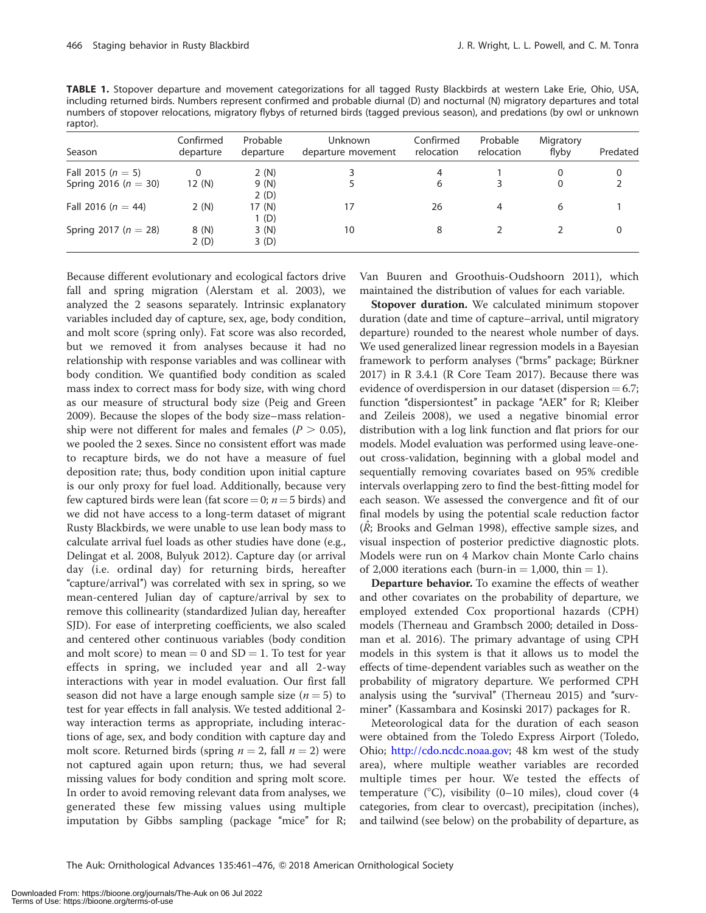**TABLE 1.** Stopover departure and movement categorizations for all tagged Rusty Blackbirds at western Lake Erie, Ohio, USA, including returned birds. Numbers represent confirmed and probable diurnal (D) and nocturnal (N) migratory departures and total numbers of stopover relocations, migratory flybys of returned birds (tagged previous season), and predations (by owl or unknown raptor).

| Season | Confirmed departure | Probable departure | Unknown departure movement | Confirmed relocation | Probable relocation | Migratory flyby | Predated |
|---|---|---|---|---|---|---|---|
| Fall 2015 ($n = 5$) | 0 | 2 (N) | 3 | 4 | 1 | 0 | 0 |
| Spring 2016 ($n = 30$) | 12 (N) | 9 (N)<br>2 (D) | 5 | 6 | 3 | 0 | 2 |
| Fall 2016 ($n = 44$) | 2 (N) | 17 (N)<br>1 (D) | 17 | 26 | 4 | 6 | 1 |
| Spring 2017 ($n = 28$) | 8 (N)<br>2 (D) | 3 (N)<br>3 (D) | 10 | 8 | 2 | 2 | 0 |

Because different evolutionary and ecological factors drive fall and spring migration (Alerstam et al. 2003), we analyzed the 2 seasons separately. Intrinsic explanatory variables included day of capture, sex, age, body condition, and molt score (spring only). Fat score was also recorded, but we removed it from analyses because it had no relationship with response variables and was collinear with body condition. We quantified body condition as scaled mass index to correct mass for body size, with wing chord as our measure of structural body size (Peig and Green 2009). Because the slopes of the body size–mass relationship were not different for males and females ($P > 0.05$), we pooled the 2 sexes. Since no consistent effort was made to recapture birds, we do not have a measure of fuel deposition rate; thus, body condition upon initial capture is our only proxy for fuel load. Additionally, because very few captured birds were lean (fat score = 0; $n = 5$ birds) and we did not have access to a long-term dataset of migrant Rusty Blackbirds, we were unable to use lean body mass to calculate arrival fuel loads as other studies have done (e.g., Delingat et al. 2008, Bulyuk 2012). Capture day (or arrival day (i.e. ordinal day) for returning birds, hereafter "capture/arrival") was correlated with sex in spring, so we mean-centered Julian day of capture/arrival by sex to remove this collinearity (standardized Julian day, hereafter SJD). For ease of interpreting coefficients, we also scaled and centered other continuous variables (body condition and molt score) to mean = 0 and SD = 1. To test for year effects in spring, we included year and all 2-way interactions with year in model evaluation. Our first fall season did not have a large enough sample size ($n = 5$) to test for year effects in fall analysis. We tested additional 2-way interaction terms as appropriate, including interactions of age, sex, and body condition with capture day and molt score. Returned birds (spring $n = 2$, fall $n = 2$) were not captured again upon return; thus, we had several missing values for body condition and spring molt score. In order to avoid removing relevant data from analyses, we generated these few missing values using multiple imputation by Gibbs sampling (package "mice" for R; Van Buuren and Groothuis-Oudshoorn 2011), which maintained the distribution of values for each variable.

**Stopover duration.** We calculated minimum stopover duration (date and time of capture–arrival, until migratory departure) rounded to the nearest whole number of days. We used generalized linear regression models in a Bayesian framework to perform analyses ("brms" package; Bürkner 2017) in R 3.4.1 (R Core Team 2017). Because there was evidence of overdispersion in our dataset (dispersion = 6.7; function "dispersiontest" in package "AER" for R; Kleiber and Zeileis 2008), we used a negative binomial error distribution with a log link function and flat priors for our models. Model evaluation was performed using leave-one-out cross-validation, beginning with a global model and sequentially removing covariates based on 95% credible intervals overlapping zero to find the best-fitting model for each season. We assessed the convergence and fit of our final models by using the potential scale reduction factor ($\hat{R}$; Brooks and Gelman 1998), effective sample sizes, and visual inspection of posterior predictive diagnostic plots. Models were run on 4 Markov chain Monte Carlo chains of 2,000 iterations each (burn-in = 1,000, thin = 1).

**Departure behavior.** To examine the effects of weather and other covariates on the probability of departure, we employed extended Cox proportional hazards (CPH) models (Therneau and Grambsch 2000; detailed in Dossman et al. 2016). The primary advantage of using CPH models in this system is that it allows us to model the effects of time-dependent variables such as weather on the probability of migratory departure. We performed CPH analysis using the "survival" (Therneau 2015) and "survminer" (Kassambara and Kosinski 2017) packages for R.

Meteorological data for the duration of each season were obtained from the Toledo Express Airport (Toledo, Ohio; http://cdo.ncdc.noaa.gov; 48 km west of the study area), where multiple weather variables are recorded multiple times per hour. We tested the effects of temperature (°C), visibility (0–10 miles), cloud cover (4 categories, from clear to overcast), precipitation (inches), and tailwind (see below) on the probability of departure, as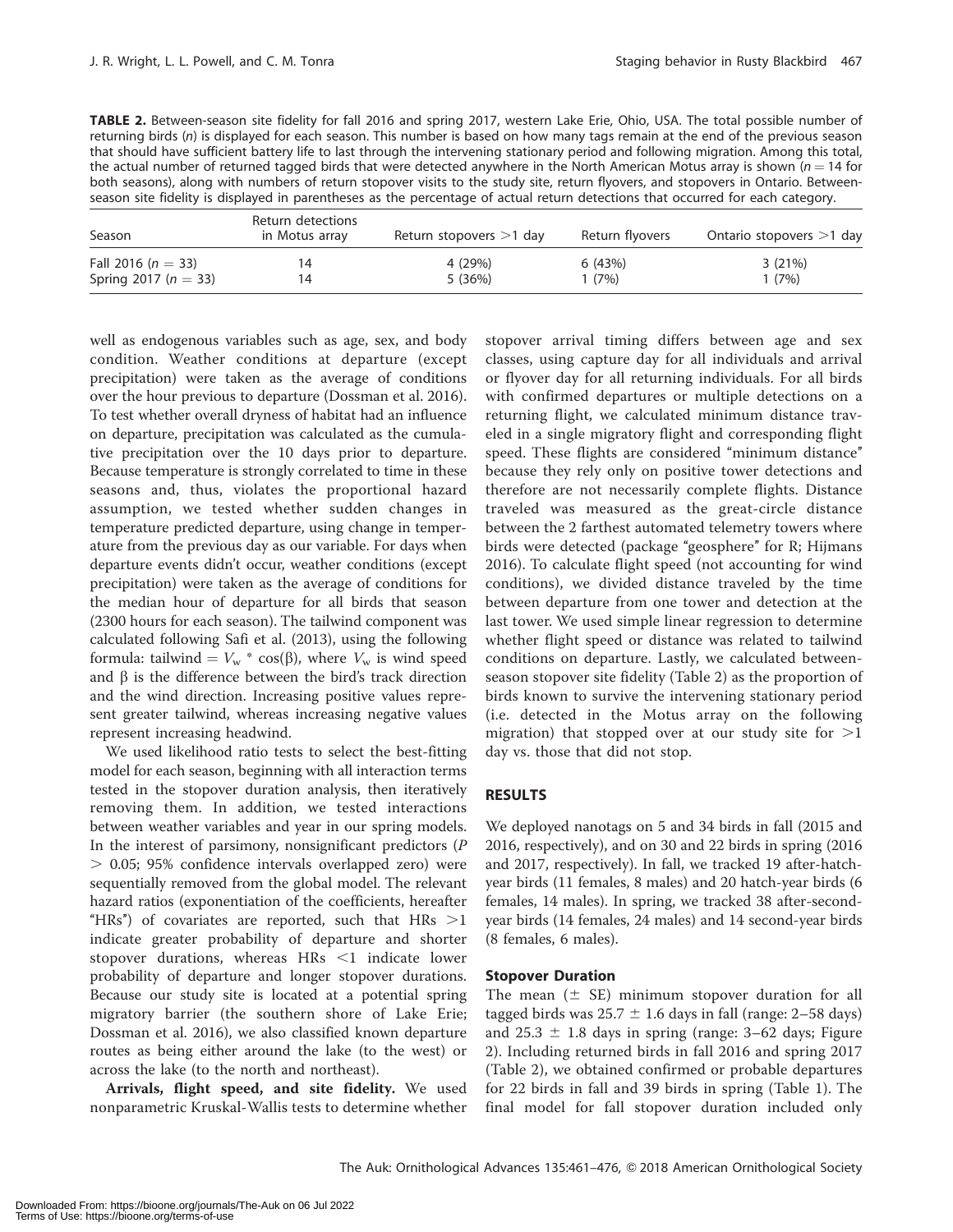**TABLE 2.** Between-season site fidelity for fall 2016 and spring 2017, western Lake Erie, Ohio, USA. The total possible number of returning birds (*n*) is displayed for each season. This number is based on how many tags remain at the end of the previous season that should have sufficient battery life to last through the intervening stationary period and following migration. Among this total, the actual number of returned tagged birds that were detected anywhere in the North American Motus array is shown ($n = 14$ for both seasons), along with numbers of return stopover visits to the study site, return flyovers, and stopovers in Ontario. Between-season site fidelity is displayed in parentheses as the percentage of actual return detections that occurred for each category.

| Season | Return detections in Motus array | Return stopovers >1 day | Return flyovers | Ontario stopovers >1 day |
|---|---|---|---|---|
| Fall 2016 ($n = 33$) | 14 | 4 (29%) | 6 (43%) | 3 (21%) |
| Spring 2017 ($n = 33$) | 14 | 5 (36%) | 1 (7%) | 1 (7%) |

well as endogenous variables such as age, sex, and body condition. Weather conditions at departure (except precipitation) were taken as the average of conditions over the hour previous to departure (Dossman et al. 2016). To test whether overall dryness of habitat had an influence on departure, precipitation was calculated as the cumulative precipitation over the 10 days prior to departure. Because temperature is strongly correlated to time in these seasons and, thus, violates the proportional hazard assumption, we tested whether sudden changes in temperature predicted departure, using change in temperature from the previous day as our variable. For days when departure events didn't occur, weather conditions (except precipitation) were taken as the average of conditions for the median hour of departure for all birds that season (2300 hours for each season). The tailwind component was calculated following Safi et al. (2013), using the following formula: tailwind $= V_w * \cos(\beta)$, where $V_w$ is wind speed and $\beta$ is the difference between the bird's track direction and the wind direction. Increasing positive values represent greater tailwind, whereas increasing negative values represent increasing headwind.

We used likelihood ratio tests to select the best-fitting model for each season, beginning with all interaction terms tested in the stopover duration analysis, then iteratively removing them. In addition, we tested interactions between weather variables and year in our spring models. In the interest of parsimony, nonsignificant predictors ($P > 0.05$; 95% confidence intervals overlapped zero) were sequentially removed from the global model. The relevant hazard ratios (exponentiation of the coefficients, hereafter "HRs") of covariates are reported, such that HRs >1 indicate greater probability of departure and shorter stopover durations, whereas HRs <1 indicate lower probability of departure and longer stopover durations. Because our study site is located at a potential spring migratory barrier (the southern shore of Lake Erie; Dossman et al. 2016), we also classified known departure routes as being either around the lake (to the west) or across the lake (to the north and northeast).

**Arrivals, flight speed, and site fidelity.** We used nonparametric Kruskal-Wallis tests to determine whether stopover arrival timing differs between age and sex classes, using capture day for all individuals and arrival or flyover day for all returning individuals. For all birds with confirmed departures or multiple detections on a returning flight, we calculated minimum distance traveled in a single migratory flight and corresponding flight speed. These flights are considered "minimum distance" because they rely only on positive tower detections and therefore are not necessarily complete flights. Distance traveled was measured as the great-circle distance between the 2 farthest automated telemetry towers where birds were detected (package "geosphere" for R; Hijmans 2016). To calculate flight speed (not accounting for wind conditions), we divided distance traveled by the time between departure from one tower and detection at the last tower. We used simple linear regression to determine whether flight speed or distance was related to tailwind conditions on departure. Lastly, we calculated between-season stopover site fidelity (Table 2) as the proportion of birds known to survive the intervening stationary period (i.e. detected in the Motus array on the following migration) that stopped over at our study site for >1 day vs. those that did not stop.

## RESULTS

We deployed nanotags on 5 and 34 birds in fall (2015 and 2016, respectively), and on 30 and 22 birds in spring (2016 and 2017, respectively). In fall, we tracked 19 after-hatch-year birds (11 females, 8 males) and 20 hatch-year birds (6 females, 14 males). In spring, we tracked 38 after-second-year birds (14 females, 24 males) and 14 second-year birds (8 females, 6 males).

### Stopover Duration

The mean ($\pm$ SE) minimum stopover duration for all tagged birds was $25.7 \pm 1.6$ days in fall (range: 2–58 days) and $25.3 \pm 1.8$ days in spring (range: 3–62 days; Figure 2). Including returned birds in fall 2016 and spring 2017 (Table 2), we obtained confirmed or probable departures for 22 birds in fall and 39 birds in spring (Table 1). The final model for fall stopover duration included only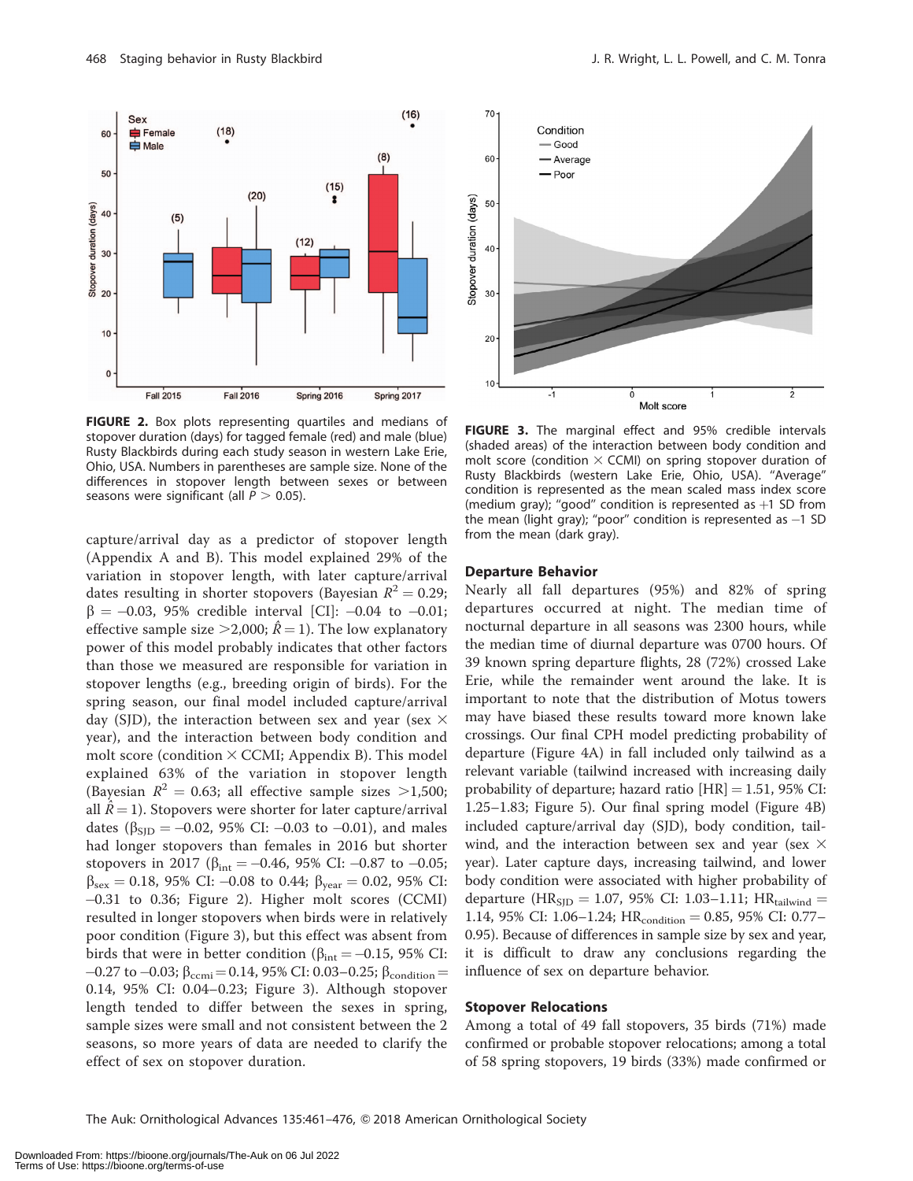FIGURE 2. Box plots representing quartiles and medians of stopover duration (days) for tagged female (red) and male (blue) Rusty Blackbirds during each study season in western Lake Erie, Ohio, USA. Numbers in parentheses are sample size. None of the differences in stopover length between sexes or between seasons were significant (all $P > 0.05$).

FIGURE 3. The marginal effect and 95% credible intervals (shaded areas) of the interaction between body condition and molt score (condition × CCMI) on spring stopover duration of Rusty Blackbirds (western Lake Erie, Ohio, USA). "Average" condition is represented as the mean scaled mass index score (medium gray); "good" condition is represented as +1 SD from the mean (light gray); "poor" condition is represented as –1 SD from the mean (dark gray).

capture/arrival day as a predictor of stopover length (Appendix A and B). This model explained 29% of the variation in stopover length, with later capture/arrival dates resulting in shorter stopovers (Bayesian $R^2 = 0.29$; $\beta = -0.03$, 95% credible interval [CI]: –0.04 to –0.01; effective sample size >2,000; $\hat{R} = 1$). The low explanatory power of this model probably indicates that other factors than those we measured are responsible for variation in stopover lengths (e.g., breeding origin of birds). For the spring season, our final model included capture/arrival day (SJD), the interaction between sex and year (sex × year), and the interaction between body condition and molt score (condition × CCMI; Appendix B). This model explained 63% of the variation in stopover length (Bayesian $R^2 = 0.63$; all effective sample sizes >1,500; all $\hat{R} = 1$). Stopovers were shorter for later capture/arrival dates ($\beta_{SJD} = -0.02$, 95% CI: –0.03 to –0.01), and males had longer stopovers than females in 2016 but shorter stopovers in 2017 ($\beta_{int} = -0.46$, 95% CI: –0.87 to –0.05; $\beta_{sex} = 0.18$, 95% CI: –0.08 to 0.44; $\beta_{year} = 0.02$, 95% CI: –0.31 to 0.36; Figure 2). Higher molt scores (CCMI) resulted in longer stopovers when birds were in relatively poor condition (Figure 3), but this effect was absent from birds that were in better condition ($\beta_{int} = -0.15$, 95% CI: –0.27 to –0.03; $\beta_{ccmi} = 0.14$, 95% CI: 0.03–0.25; $\beta_{condition} = 0.14$, 95% CI: 0.04–0.23; Figure 3). Although stopover length tended to differ between the sexes in spring, sample sizes were small and not consistent between the 2 seasons, so more years of data are needed to clarify the effect of sex on stopover duration.

### Departure Behavior

Nearly all fall departures (95%) and 82% of spring departures occurred at night. The median time of nocturnal departure in all seasons was 2300 hours, while the median time of diurnal departure was 0700 hours. Of 39 known spring departure flights, 28 (72%) crossed Lake Erie, while the remainder went around the lake. It is important to note that the distribution of Motus towers may have biased these results toward more known lake crossings. Our final CPH model predicting probability of departure (Figure 4A) in fall included only tailwind as a relevant variable (tailwind increased with increasing daily probability of departure; hazard ratio [HR] = 1.51, 95% CI: 1.25–1.83; Figure 5). Our final spring model (Figure 4B) included capture/arrival day (SJD), body condition, tailwind, and the interaction between sex and year (sex × year). Later capture days, increasing tailwind, and lower body condition were associated with higher probability of departure ($HR_{SJD} = 1.07$, 95% CI: 1.03–1.11; $HR_{tailwind} = 1.14$, 95% CI: 1.06–1.24; $HR_{condition} = 0.85$, 95% CI: 0.77–0.95). Because of differences in sample size by sex and year, it is difficult to draw any conclusions regarding the influence of sex on departure behavior.

### Stopover Relocations

Among a total of 49 fall stopovers, 35 birds (71%) made confirmed or probable stopover relocations; among a total of 58 spring stopovers, 19 birds (33%) made confirmed or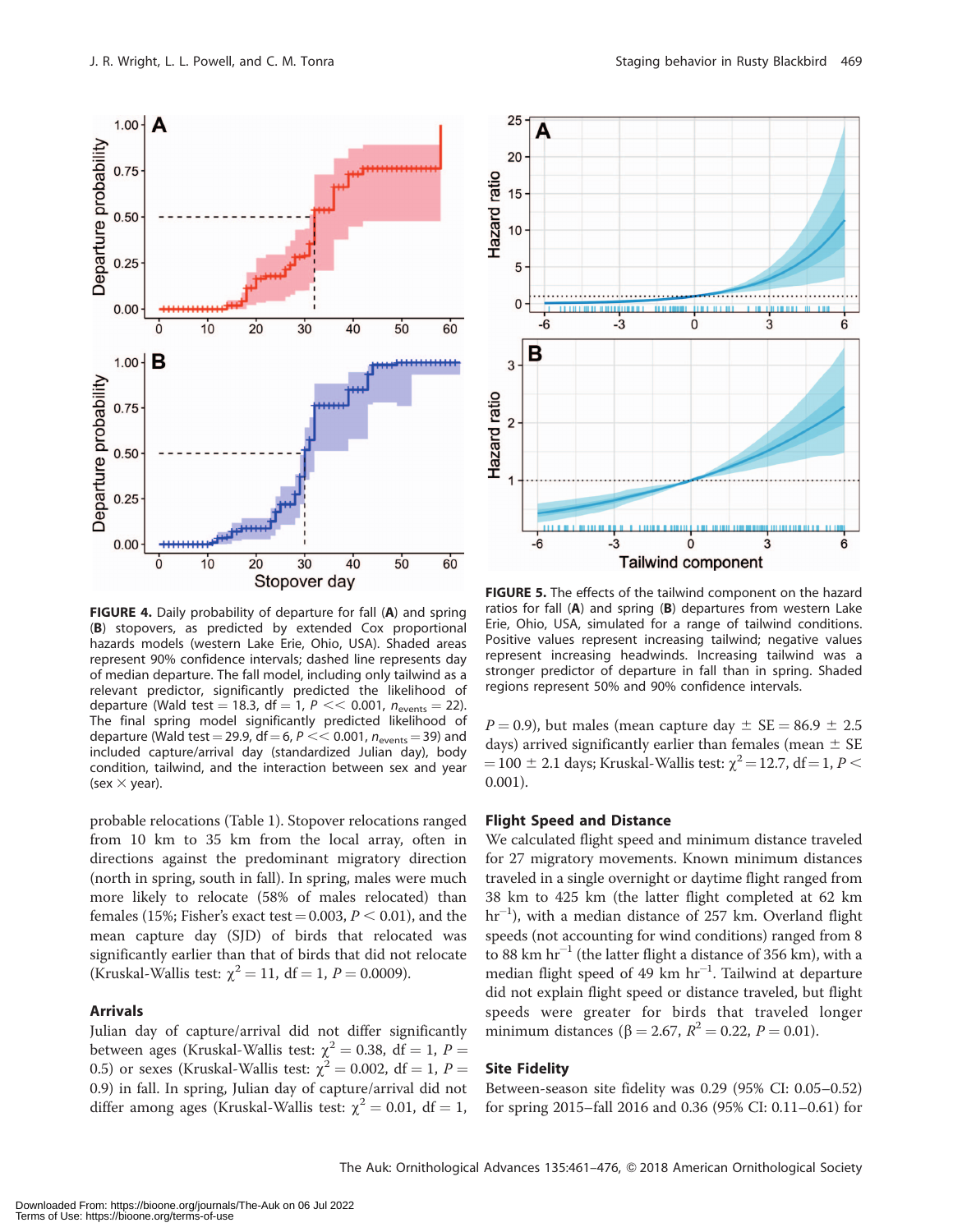FIGURE 4. Daily probability of departure for fall (**A**) and spring (**B**) stopovers, as predicted by extended Cox proportional hazards models (western Lake Erie, Ohio, USA). Shaded areas represent 90% confidence intervals; dashed line represents day of median departure. The fall model, including only tailwind as a relevant predictor, significantly predicted the likelihood of departure (Wald test = 18.3, df = 1, $P << 0.001$, $n_{events} = 22$). The final spring model significantly predicted likelihood of departure (Wald test = 29.9, df = 6, $P << 0.001$, $n_{events} = 39$) and included capture/arrival day (standardized Julian day), body condition, tailwind, and the interaction between sex and year (sex × year).

FIGURE 5. The effects of the tailwind component on the hazard ratios for fall (**A**) and spring (**B**) departures from western Lake Erie, Ohio, USA, simulated for a range of tailwind conditions. Positive values represent increasing tailwind; negative values represent increasing headwinds. Increasing tailwind was a stronger predictor of departure in fall than in spring. Shaded regions represent 50% and 90% confidence intervals.

probable relocations (Table 1). Stopover relocations ranged from 10 km to 35 km from the local array, often in directions against the predominant migratory direction (north in spring, south in fall). In spring, males were much more likely to relocate (58% of males relocated) than females (15%; Fisher's exact test = 0.003, $P < 0.01$), and the mean capture day (SJD) of birds that relocated was significantly earlier than that of birds that did not relocate (Kruskal-Wallis test: $\chi^2 = 11$, df = 1, $P = 0.0009$).

### Arrivals

Julian day of capture/arrival did not differ significantly between ages (Kruskal-Wallis test: $\chi^2 = 0.38$, df = 1, $P = 0.5$) or sexes (Kruskal-Wallis test: $\chi^2 = 0.002$, df = 1, $P = 0.9$) in fall. In spring, Julian day of capture/arrival did not differ among ages (Kruskal-Wallis test: $\chi^2 = 0.01$, df = 1, $P = 0.9$), but males (mean capture day ± SE = 86.9 ± 2.5 days) arrived significantly earlier than females (mean ± SE = 100 ± 2.1 days; Kruskal-Wallis test: $\chi^2 = 12.7$, df = 1, $P < 0.001$).

### Flight Speed and Distance

We calculated flight speed and minimum distance traveled for 27 migratory movements. Known minimum distances traveled in a single overnight or daytime flight ranged from 38 km to 425 km (the latter flight completed at 62 km $hr^{-1}$), with a median distance of 257 km. Overland flight speeds (not accounting for wind conditions) ranged from 8 to 88 km $hr^{-1}$ (the latter flight a distance of 356 km), with a median flight speed of 49 km $hr^{-1}$. Tailwind at departure did not explain flight speed or distance traveled, but flight speeds were greater for birds that traveled longer minimum distances ($\beta = 2.67$, $R^2 = 0.22$, $P = 0.01$).

### Site Fidelity

Between-season site fidelity was 0.29 (95% CI: 0.05–0.52) for spring 2015–fall 2016 and 0.36 (95% CI: 0.11–0.61) for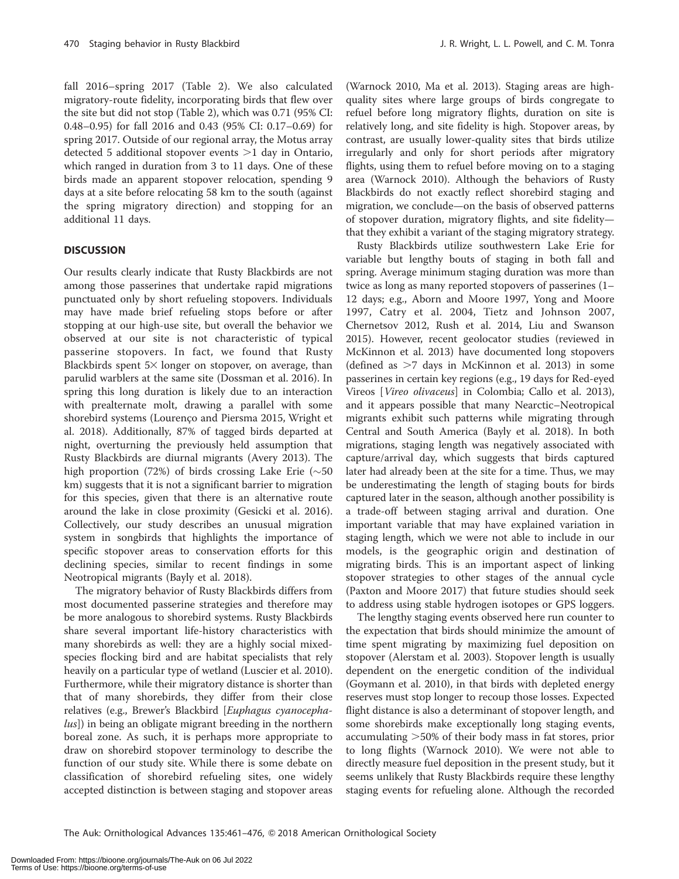fall 2016–spring 2017 (Table 2). We also calculated migratory-route fidelity, incorporating birds that flew over the site but did not stop (Table 2), which was 0.71 (95% CI: 0.48–0.95) for fall 2016 and 0.43 (95% CI: 0.17–0.69) for spring 2017. Outside of our regional array, the Motus array detected 5 additional stopover events >1 day in Ontario, which ranged in duration from 3 to 11 days. One of these birds made an apparent stopover relocation, spending 9 days at a site before relocating 58 km to the south (against the spring migratory direction) and stopping for an additional 11 days.

## DISCUSSION

Our results clearly indicate that Rusty Blackbirds are not among those passerines that undertake rapid migrations punctuated only by short refueling stopovers. Individuals may have made brief refueling stops before or after stopping at our high-use site, but overall the behavior we observed at our site is not characteristic of typical passerine stopovers. In fact, we found that Rusty Blackbirds spent 5× longer on stopover, on average, than parulid warblers at the same site (Dossman et al. 2016). In spring this long duration is likely due to an interaction with prealternate molt, drawing a parallel with some shorebird systems (Lourenço and Piersma 2015, Wright et al. 2018). Additionally, 87% of tagged birds departed at night, overturning the previously held assumption that Rusty Blackbirds are diurnal migrants (Avery 2013). The high proportion (72%) of birds crossing Lake Erie (~50 km) suggests that it is not a significant barrier to migration for this species, given that there is an alternative route around the lake in close proximity (Gesicki et al. 2016). Collectively, our study describes an unusual migration system in songbirds that highlights the importance of specific stopover areas to conservation efforts for this declining species, similar to recent findings in some Neotropical migrants (Bayly et al. 2018).

The migratory behavior of Rusty Blackbirds differs from most documented passerine strategies and therefore may be more analogous to shorebird systems. Rusty Blackbirds share several important life-history characteristics with many shorebirds as well: they are a highly social mixed-species flocking bird and are habitat specialists that rely heavily on a particular type of wetland (Luscier et al. 2010). Furthermore, while their migratory distance is shorter than that of many shorebirds, they differ from their close relatives (e.g., Brewer's Blackbird [*Euphagus cyanocephalus*]) in being an obligate migrant breeding in the northern boreal zone. As such, it is perhaps more appropriate to draw on shorebird stopover terminology to describe the function of our study site. While there is some debate on classification of shorebird refueling sites, one widely accepted distinction is between staging and stopover areas (Warnock 2010, Ma et al. 2013). Staging areas are high-quality sites where large groups of birds congregate to refuel before long migratory flights, duration on site is relatively long, and site fidelity is high. Stopover areas, by contrast, are usually lower-quality sites that birds utilize irregularly and only for short periods after migratory flights, using them to refuel before moving on to a staging area (Warnock 2010). Although the behaviors of Rusty Blackbirds do not exactly reflect shorebird staging and migration, we conclude—on the basis of observed patterns of stopover duration, migratory flights, and site fidelity—that they exhibit a variant of the staging migratory strategy.

Rusty Blackbirds utilize southwestern Lake Erie for variable but lengthy bouts of staging in both fall and spring. Average minimum staging duration was more than twice as long as many reported stopovers of passerines (1–12 days; e.g., Aborn and Moore 1997, Yong and Moore 1997, Catry et al. 2004, Tietz and Johnson 2007, Chernetsov 2012, Rush et al. 2014, Liu and Swanson 2015). However, recent geolocator studies (reviewed in McKinnon et al. 2013) have documented long stopovers (defined as >7 days in McKinnon et al. 2013) in some passerines in certain key regions (e.g., 19 days for Red-eyed Vireos [*Vireo olivaceus*] in Colombia; Callo et al. 2013), and it appears possible that many Nearctic–Neotropical migrants exhibit such patterns while migrating through Central and South America (Bayly et al. 2018). In both migrations, staging length was negatively associated with capture/arrival day, which suggests that birds captured later had already been at the site for a time. Thus, we may be underestimating the length of staging bouts for birds captured later in the season, although another possibility is a trade-off between staging arrival and duration. One important variable that may have explained variation in staging length, which we were not able to include in our models, is the geographic origin and destination of migrating birds. This is an important aspect of linking stopover strategies to other stages of the annual cycle (Paxton and Moore 2017) that future studies should seek to address using stable hydrogen isotopes or GPS loggers.

The lengthy staging events observed here run counter to the expectation that birds should minimize the amount of time spent migrating by maximizing fuel deposition on stopover (Alerstam et al. 2003). Stopover length is usually dependent on the energetic condition of the individual (Goymann et al. 2010), in that birds with depleted energy reserves must stop longer to recoup those losses. Expected flight distance is also a determinant of stopover length, and some shorebirds make exceptionally long staging events, accumulating >50% of their body mass in fat stores, prior to long flights (Warnock 2010). We were not able to directly measure fuel deposition in the present study, but it seems unlikely that Rusty Blackbirds require these lengthy staging events for refueling alone. Although the recorded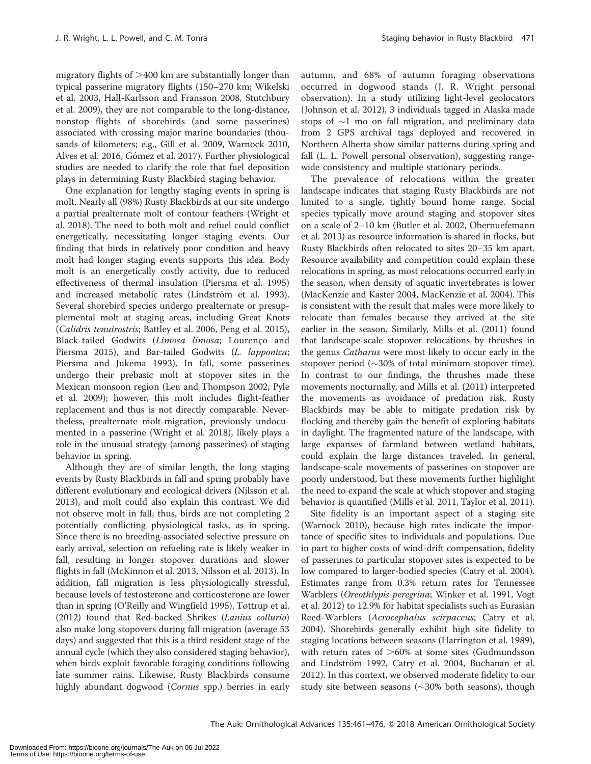migratory flights of >400 km are substantially longer than typical passerine migratory flights (150–270 km; Wikelski et al. 2003, Hall-Karlsson and Fransson 2008, Stutchbury et al. 2009), they are not comparable to the long-distance, nonstop flights of shorebirds (and some passerines) associated with crossing major marine boundaries (thousands of kilometers; e.g., Gill et al. 2009, Warnock 2010, Alves et al. 2016, Gómez et al. 2017). Further physiological studies are needed to clarify the role that fuel deposition plays in determining Rusty Blackbird staging behavior.

One explanation for lengthy staging events in spring is molt. Nearly all (98%) Rusty Blackbirds at our site undergo a partial prealternate molt of contour feathers (Wright et al. 2018). The need to both molt and refuel could conflict energetically, necessitating longer staging events. Our finding that birds in relatively poor condition and heavy molt had longer staging events supports this idea. Body molt is an energetically costly activity, due to reduced effectiveness of thermal insulation (Piersma et al. 1995) and increased metabolic rates (Lindström et al. 1993). Several shorebird species undergo prealternate or presupplemental molt at staging areas, including Great Knots (*Calidris tenuirostris*; Battley et al. 2006, Peng et al. 2015), Black-tailed Godwits (*Limosa limosa*; Lourenço and Piersma 2015), and Bar-tailed Godwits (*L. lapponica*; Piersma and Jukema 1993). In fall, some passerines undergo their prebasic molt at stopover sites in the Mexican monsoon region (Leu and Thompson 2002, Pyle et al. 2009); however, this molt includes flight-feather replacement and thus is not directly comparable. Nevertheless, prealternate molt-migration, previously undocumented in a passerine (Wright et al. 2018), likely plays a role in the unusual strategy (among passerines) of staging behavior in spring.

Although they are of similar length, the long staging events by Rusty Blackbirds in fall and spring probably have different evolutionary and ecological drivers (Nilsson et al. 2013), and molt could also explain this contrast. We did not observe molt in fall; thus, birds are not completing 2 potentially conflicting physiological tasks, as in spring. Since there is no breeding-associated selective pressure on early arrival, selection on refueling rate is likely weaker in fall, resulting in longer stopover durations and slower flights in fall (McKinnon et al. 2013, Nilsson et al. 2013). In addition, fall migration is less physiologically stressful, because levels of testosterone and corticosterone are lower than in spring (O'Reilly and Wingfield 1995). Tøttrup et al. (2012) found that Red-backed Shrikes (*Lanius collurio*) also make long stopovers during fall migration (average 53 days) and suggested that this is a third resident stage of the annual cycle (which they also considered staging behavior), when birds exploit favorable foraging conditions following late summer rains. Likewise, Rusty Blackbirds consume highly abundant dogwood (*Cornus* spp.) berries in early autumn, and 68% of autumn foraging observations occurred in dogwood stands (J. R. Wright personal observation). In a study utilizing light-level geolocators (Johnson et al. 2012), 3 individuals tagged in Alaska made stops of ~1 mo on fall migration, and preliminary data from 2 GPS archival tags deployed and recovered in Northern Alberta show similar patterns during spring and fall (L. L. Powell personal observation), suggesting range-wide consistency and multiple stationary periods.

The prevalence of relocations within the greater landscape indicates that staging Rusty Blackbirds are not limited to a single, tightly bound home range. Social species typically move around staging and stopover sites on a scale of 2–10 km (Butler et al. 2002, Obernuefemann et al. 2013) as resource information is shared in flocks, but Rusty Blackbirds often relocated to sites 20–35 km apart. Resource availability and competition could explain these relocations in spring, as most relocations occurred early in the season, when density of aquatic invertebrates is lower (MacKenzie and Kaster 2004, MacKenzie et al. 2004). This is consistent with the result that males were more likely to relocate than females because they arrived at the site earlier in the season. Similarly, Mills et al. (2011) found that landscape-scale stopover relocations by thrushes in the genus *Catharus* were most likely to occur early in the stopover period (~30% of total minimum stopover time). In contrast to our findings, the thrushes made these movements nocturnally, and Mills et al. (2011) interpreted the movements as avoidance of predation risk. Rusty Blackbirds may be able to mitigate predation risk by flocking and thereby gain the benefit of exploring habitats in daylight. The fragmented nature of the landscape, with large expanses of farmland between wetland habitats, could explain the large distances traveled. In general, landscape-scale movements of passerines on stopover are poorly understood, but these movements further highlight the need to expand the scale at which stopover and staging behavior is quantified (Mills et al. 2011, Taylor et al. 2011).

Site fidelity is an important aspect of a staging site (Warnock 2010), because high rates indicate the importance of specific sites to individuals and populations. Due in part to higher costs of wind-drift compensation, fidelity of passerines to particular stopover sites is expected to be low compared to larger-bodied species (Catry et al. 2004). Estimates range from 0.3% return rates for Tennessee Warblers (*Oreothlypis peregrina*; Winker et al. 1991, Vogt et al. 2012) to 12.9% for habitat specialists such as Eurasian Reed-Warblers (*Acrocephalus scirpaceus*; Catry et al. 2004). Shorebirds generally exhibit high site fidelity to staging locations between seasons (Harrington et al. 1989), with return rates of >60% at some sites (Gudmundsson and Lindström 1992, Catry et al. 2004, Buchanan et al. 2012). In this context, we observed moderate fidelity to our study site between seasons (~30% both seasons), though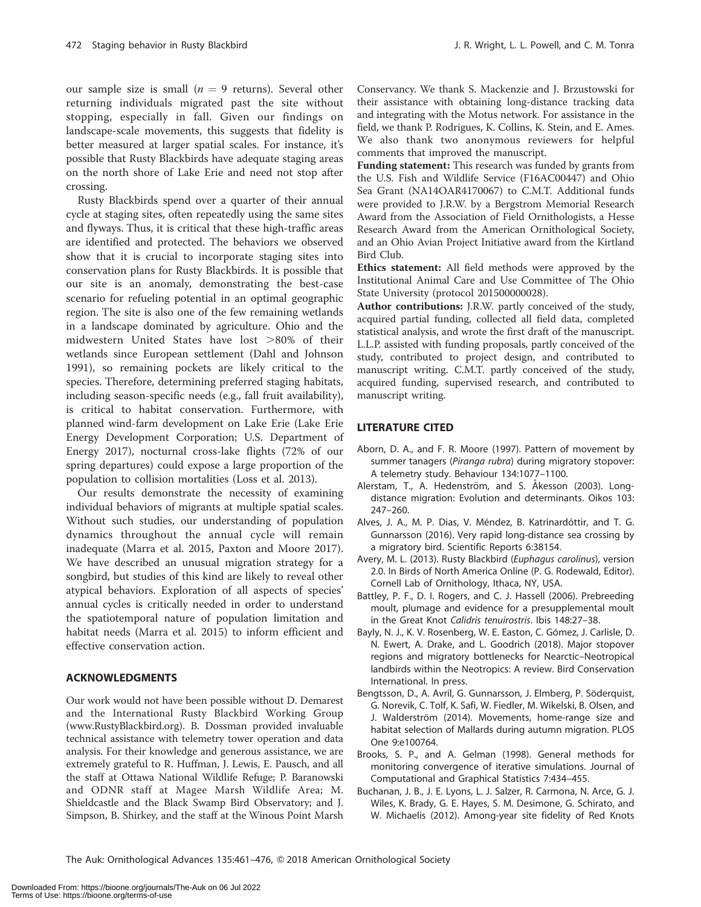our sample size is small ($n = 9$ returns). Several other returning individuals migrated past the site without stopping, especially in fall. Given our findings on landscape-scale movements, this suggests that fidelity is better measured at larger spatial scales. For instance, it's possible that Rusty Blackbirds have adequate staging areas on the north shore of Lake Erie and need not stop after crossing.

Rusty Blackbirds spend over a quarter of their annual cycle at staging sites, often repeatedly using the same sites and flyways. Thus, it is critical that these high-traffic areas are identified and protected. The behaviors we observed show that it is crucial to incorporate staging sites into conservation plans for Rusty Blackbirds. It is possible that our site is an anomaly, demonstrating the best-case scenario for refueling potential in an optimal geographic region. The site is also one of the few remaining wetlands in a landscape dominated by agriculture. Ohio and the midwestern United States have lost >80% of their wetlands since European settlement (Dahl and Johnson 1991), so remaining pockets are likely critical to the species. Therefore, determining preferred staging habitats, including season-specific needs (e.g., fall fruit availability), is critical to habitat conservation. Furthermore, with planned wind-farm development on Lake Erie (Lake Erie Energy Development Corporation; U.S. Department of Energy 2017), nocturnal cross-lake flights (72% of our spring departures) could expose a large proportion of the population to collision mortalities (Loss et al. 2013).

Our results demonstrate the necessity of examining individual behaviors of migrants at multiple spatial scales. Without such studies, our understanding of population dynamics throughout the annual cycle will remain inadequate (Marra et al. 2015, Paxton and Moore 2017). We have described an unusual migration strategy for a songbird, but studies of this kind are likely to reveal other atypical behaviors. Exploration of all aspects of species' annual cycles is critically needed in order to understand the spatiotemporal nature of population limitation and habitat needs (Marra et al. 2015) to inform efficient and effective conservation action.

## ACKNOWLEDGMENTS

Our work would not have been possible without D. Demarest and the International Rusty Blackbird Working Group (www.RustyBlackbird.org). B. Dossman provided invaluable technical assistance with telemetry tower operation and data analysis. For their knowledge and generous assistance, we are extremely grateful to R. Huffman, J. Lewis, E. Pausch, and all the staff at Ottawa National Wildlife Refuge; P. Baranowski and ODNR staff at Magee Marsh Wildlife Area; M. Shieldcastle and the Black Swamp Bird Observatory; and J. Simpson, B. Shirkey, and the staff at the Winous Point Marsh Conservancy. We thank S. Mackenzie and J. Brzustowski for their assistance with obtaining long-distance tracking data and integrating with the Motus network. For assistance in the field, we thank P. Rodrigues, K. Collins, K. Stein, and E. Ames. We also thank two anonymous reviewers for helpful comments that improved the manuscript.

**Funding statement:** This research was funded by grants from the U.S. Fish and Wildlife Service (F16AC00447) and Ohio Sea Grant (NA14OAR4170067) to C.M.T. Additional funds were provided to J.R.W. by a Bergstrom Memorial Research Award from the Association of Field Ornithologists, a Hesse Research Award from the American Ornithological Society, and an Ohio Avian Project Initiative award from the Kirtland Bird Club.

**Ethics statement:** All field methods were approved by the Institutional Animal Care and Use Committee of The Ohio State University (protocol 201500000028).

**Author contributions:** J.R.W. partly conceived of the study, acquired partial funding, collected all field data, completed statistical analysis, and wrote the first draft of the manuscript. L.L.P. assisted with funding proposals, partly conceived of the study, contributed to project design, and contributed to manuscript writing. C.M.T. partly conceived of the study, acquired funding, supervised research, and contributed to manuscript writing.

## LITERATURE CITED

Aborn, D. A., and F. R. Moore (1997). Pattern of movement by summer tanagers (*Piranga rubra*) during migratory stopover: A telemetry study. Behaviour 134:1077–1100.

Alerstam, T., A. Hedenström, and S. Åkesson (2003). Long-distance migration: Evolution and determinants. Oikos 103: 247–260.

Alves, J. A., M. P. Dias, V. Méndez, B. Katrínardóttir, and T. G. Gunnarsson (2016). Very rapid long-distance sea crossing by a migratory bird. Scientific Reports 6:38154.

Avery, M. L. (2013). Rusty Blackbird (*Euphagus carolinus*), version 2.0. In Birds of North America Online (P. G. Rodewald, Editor). Cornell Lab of Ornithology, Ithaca, NY, USA.

Battley, P. F., D. I. Rogers, and C. J. Hassell (2006). Prebreeding moult, plumage and evidence for a presupplemental moult in the Great Knot *Calidris tenuirostris*. Ibis 148:27–38.

Bayly, N. J., K. V. Rosenberg, W. E. Easton, C. Gómez, J. Carlisle, D. N. Ewert, A. Drake, and L. Goodrich (2018). Major stopover regions and migratory bottlenecks for Nearctic–Neotropical landbirds within the Neotropics: A review. Bird Conservation International. In press.

Bengtsson, D., A. Avril, G. Gunnarsson, J. Elmberg, P. Söderquist, G. Norevik, C. Tolf, K. Safi, W. Fiedler, M. Wikelski, B. Olsen, and J. Waldenström (2014). Movements, home-range size and habitat selection of Mallards during autumn migration. PLOS One 9:e100764.

Brooks, S. P., and A. Gelman (1998). General methods for monitoring convergence of iterative simulations. Journal of Computational and Graphical Statistics 7:434–455.

Buchanan, J. B., J. E. Lyons, L. J. Salzer, R. Carmona, N. Arce, G. J. Wiles, K. Brady, G. E. Hayes, S. M. Desimone, G. Schirato, and W. Michaelis (2012). Among-year site fidelity of Red Knots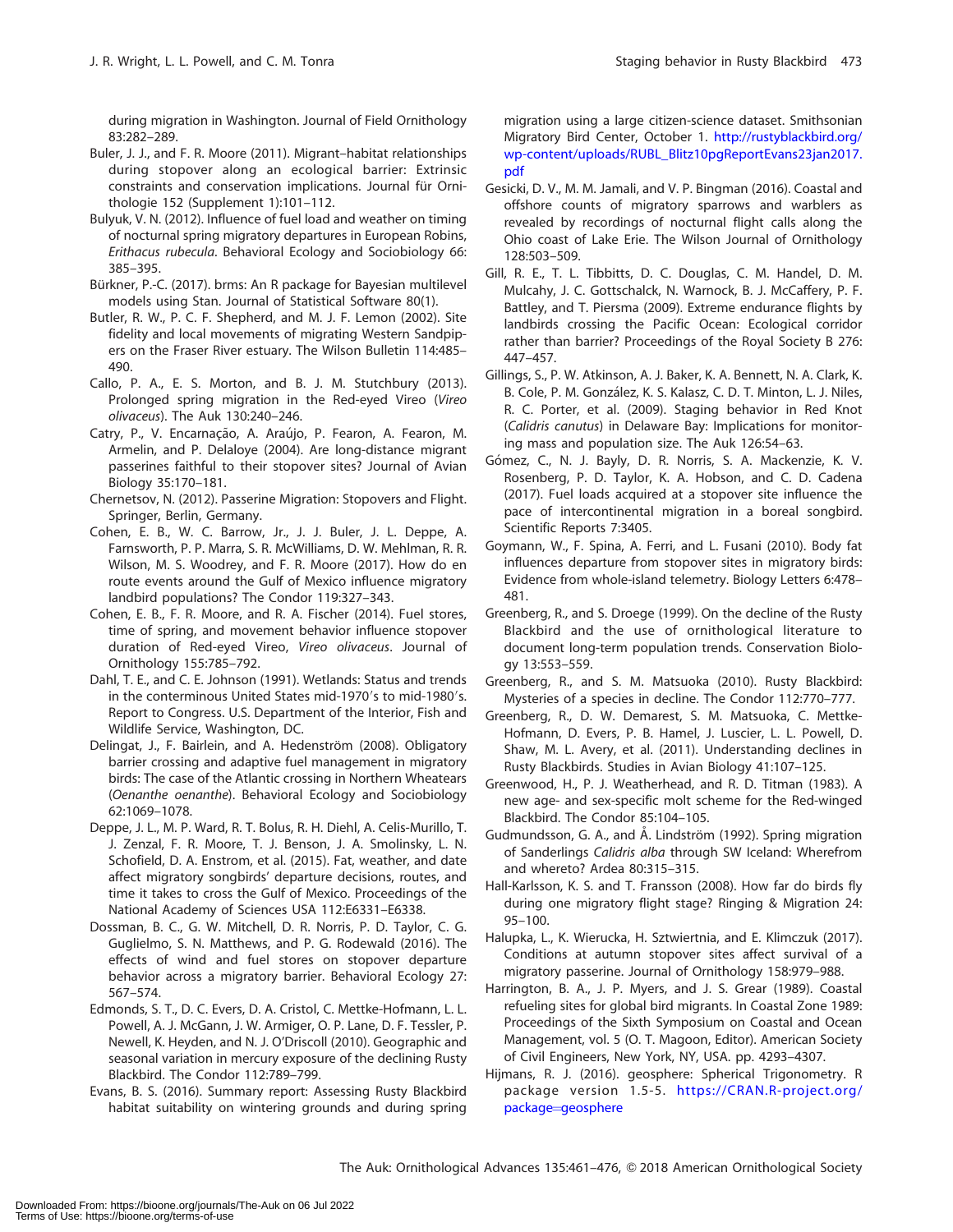during migration in Washington. Journal of Field Ornithology 83:282–289.

Buler, J. J., and F. R. Moore (2011). Migrant–habitat relationships during stopover along an ecological barrier: Extrinsic constraints and conservation implications. Journal für Ornithologie 152 (Supplement 1):101–112.

Bulyuk, V. N. (2012). Influence of fuel load and weather on timing of nocturnal spring migratory departures in European Robins, *Erithacus rubecula*. Behavioral Ecology and Sociobiology 66: 385–395.

Bürkner, P.-C. (2017). brms: An R package for Bayesian multilevel models using Stan. Journal of Statistical Software 80(1).

Butler, R. W., P. C. F. Shepherd, and M. J. F. Lemon (2002). Site fidelity and local movements of migrating Western Sandpipers on the Fraser River estuary. The Wilson Bulletin 114:485–490.

Callo, P. A., E. S. Morton, and B. J. M. Stutchbury (2013). Prolonged spring migration in the Red-eyed Vireo (*Vireo olivaceus*). The Auk 130:240–246.

Catry, P., V. Encarnação, A. Araújo, P. Fearon, A. Fearon, M. Armelin, and P. Delaloye (2004). Are long-distance migrant passerines faithful to their stopover sites? Journal of Avian Biology 35:170–181.

Chernetsov, N. (2012). Passerine Migration: Stopovers and Flight. Springer, Berlin, Germany.

Cohen, E. B., W. C. Barrow, Jr., J. J. Buler, J. L. Deppe, A. Farnsworth, P. P. Marra, S. R. McWilliams, D. W. Mehlman, R. R. Wilson, M. S. Woodrey, and F. R. Moore (2017). How do en route events around the Gulf of Mexico influence migratory landbird populations? The Condor 119:327–343.

Cohen, E. B., F. R. Moore, and R. A. Fischer (2014). Fuel stores, time of spring, and movement behavior influence stopover duration of Red-eyed Vireo, *Vireo olivaceus*. Journal of Ornithology 155:785–792.

Dahl, T. E., and C. E. Johnson (1991). Wetlands: Status and trends in the conterminous United States mid-1970′s to mid-1980′s. Report to Congress. U.S. Department of the Interior, Fish and Wildlife Service, Washington, DC.

Delingat, J., F. Bairlein, and A. Hedenström (2008). Obligatory barrier crossing and adaptive fuel management in migratory birds: The case of the Atlantic crossing in Northern Wheatears (*Oenanthe oenanthe*). Behavioral Ecology and Sociobiology 62:1069–1078.

Deppe, J. L., M. P. Ward, R. T. Bolus, R. H. Diehl, A. Celis-Murillo, T. J. Zenzal, F. R. Moore, T. J. Benson, J. A. Smolinsky, L. N. Schofield, D. A. Enstrom, et al. (2015). Fat, weather, and date affect migratory songbirds' departure decisions, routes, and time it takes to cross the Gulf of Mexico. Proceedings of the National Academy of Sciences USA 112:E6331–E6338.

Dossman, B. C., G. W. Mitchell, D. R. Norris, P. D. Taylor, C. G. Guglielmo, S. N. Matthews, and P. G. Rodewald (2016). The effects of wind and fuel stores on stopover departure behavior across a migratory barrier. Behavioral Ecology 27: 567–574.

Edmonds, S. T., D. C. Evers, D. A. Cristol, C. Mettke-Hofmann, L. L. Powell, A. J. McGann, J. W. Armiger, O. P. Lane, D. F. Tessler, P. Newell, K. Heyden, and N. J. O'Driscoll (2010). Geographic and seasonal variation in mercury exposure of the declining Rusty Blackbird. The Condor 112:789–799.

Evans, B. S. (2016). Summary report: Assessing Rusty Blackbird habitat suitability on wintering grounds and during spring migration using a large citizen-science dataset. Smithsonian Migratory Bird Center, October 1. http://rustyblackbird.org/wp-content/uploads/RUBL_Blitz10pgReportEvans23jan2017.pdf

Gesicki, D. V., M. M. Jamali, and V. P. Bingman (2016). Coastal and offshore counts of migratory sparrows and warblers as revealed by recordings of nocturnal flight calls along the Ohio coast of Lake Erie. The Wilson Journal of Ornithology 128:503–509.

Gill, R. E., T. L. Tibbitts, D. C. Douglas, C. M. Handel, D. M. Mulcahy, J. C. Gottschalck, N. Warnock, B. J. McCaffery, P. F. Battley, and T. Piersma (2009). Extreme endurance flights by landbirds crossing the Pacific Ocean: Ecological corridor rather than barrier? Proceedings of the Royal Society B 276: 447–457.

Gillings, S., P. W. Atkinson, A. J. Baker, K. A. Bennett, N. A. Clark, K. B. Cole, P. M. González, K. S. Kalasz, C. D. T. Minton, L. J. Niles, R. C. Porter, et al. (2009). Staging behavior in Red Knot (*Calidris canutus*) in Delaware Bay: Implications for monitoring mass and population size. The Auk 126:54–63.

Gómez, C., N. J. Bayly, D. R. Norris, S. A. Mackenzie, K. V. Rosenberg, P. D. Taylor, K. A. Hobson, and C. D. Cadena (2017). Fuel loads acquired at a stopover site influence the pace of intercontinental migration in a boreal songbird. Scientific Reports 7:3405.

Goymann, W., F. Spina, A. Ferri, and L. Fusani (2010). Body fat influences departure from stopover sites in migratory birds: Evidence from whole-island telemetry. Biology Letters 6:478–481.

Greenberg, R., and S. Droege (1999). On the decline of the Rusty Blackbird and the use of ornithological literature to document long-term population trends. Conservation Biology 13:553–559.

Greenberg, R., and S. M. Matsuoka (2010). Rusty Blackbird: Mysteries of a species in decline. The Condor 112:770–777.

Greenberg, R., D. W. Demarest, S. M. Matsuoka, C. Mettke-Hofmann, D. Evers, P. B. Hamel, J. Luscier, L. L. Powell, D. Shaw, M. L. Avery, et al. (2011). Understanding declines in Rusty Blackbirds. Studies in Avian Biology 41:107–125.

Greenwood, H., P. J. Weatherhead, and R. D. Titman (1983). A new age- and sex-specific molt scheme for the Red-winged Blackbird. The Condor 85:104–105.

Gudmundsson, G. A., and Å. Lindström (1992). Spring migration of Sanderlings *Calidris alba* through SW Iceland: Wherefrom and whereto? Ardea 80:315–315.

Hall-Karlsson, K. S. and T. Fransson (2008). How far do birds fly during one migratory flight stage? Ringing & Migration 24: 95–100.

Halupka, L., K. Wierucka, H. Sztwiertnia, and E. Klimczuk (2017). Conditions at autumn stopover sites affect survival of a migratory passerine. Journal of Ornithology 158:979–988.

Harrington, B. A., J. P. Myers, and J. S. Grear (1989). Coastal refueling sites for global bird migrants. In Coastal Zone 1989: Proceedings of the Sixth Symposium on Coastal and Ocean Management, vol. 5 (O. T. Magoon, Editor). American Society of Civil Engineers, New York, NY, USA. pp. 4293–4307.

Hijmans, R. J. (2016). geosphere: Spherical Trigonometry. R package version 1.5-5. https://CRAN.R-project.org/package=geosphere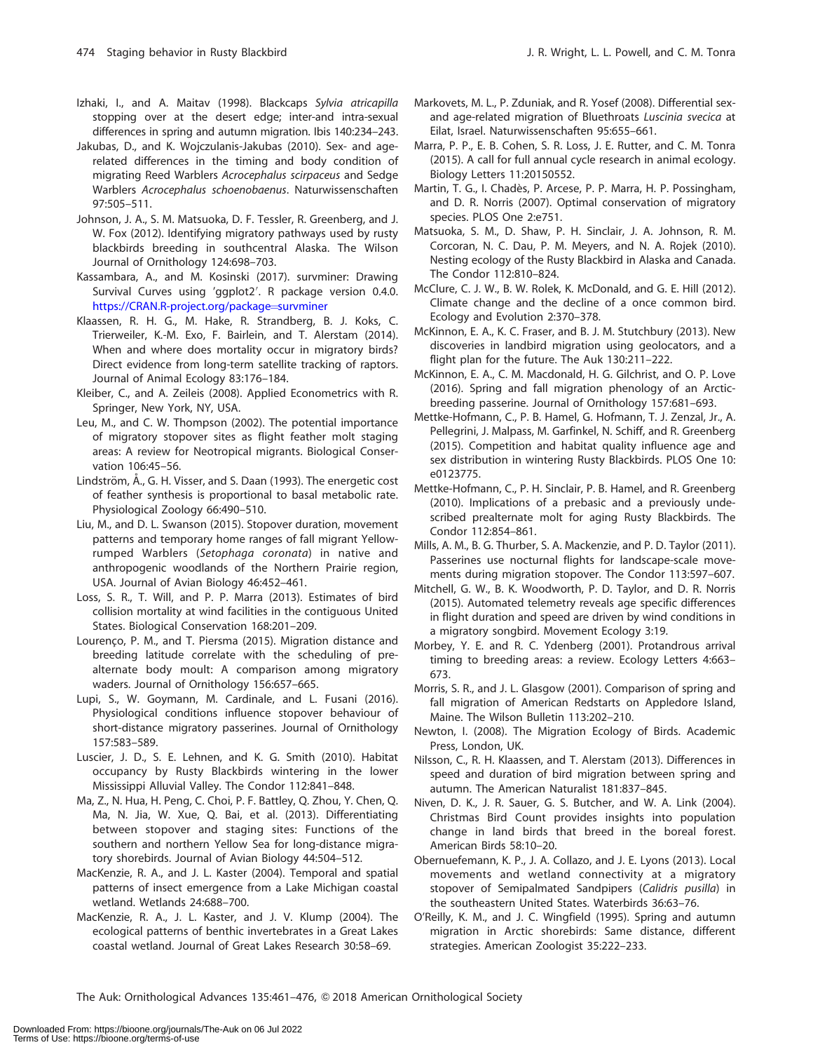Izhaki, I., and A. Maitav (1998). Blackcaps *Sylvia atricapilla* stopping over at the desert edge; inter-and intra-sexual differences in spring and autumn migration. Ibis 140:234–243.

Jakubas, D., and K. Wojczulanis-Jakubas (2010). Sex- and age-related differences in the timing and body condition of migrating Reed Warblers *Acrocephalus scirpaceus* and Sedge Warblers *Acrocephalus schoenobaenus*. Naturwissenschaften 97:505–511.

Johnson, J. A., S. M. Matsuoka, D. F. Tessler, R. Greenberg, and J. W. Fox (2012). Identifying migratory pathways used by rusty blackbirds breeding in southcentral Alaska. The Wilson Journal of Ornithology 124:698–703.

Kassambara, A., and M. Kosinski (2017). survminer: Drawing Survival Curves using 'ggplot2'. R package version 0.4.0. https://CRAN.R-project.org/package=survminer

Klaassen, R. H. G., M. Hake, R. Strandberg, B. J. Koks, C. Trierweiler, K.-M. Exo, F. Bairlein, and T. Alerstam (2014). When and where does mortality occur in migratory birds? Direct evidence from long-term satellite tracking of raptors. Journal of Animal Ecology 83:176–184.

Kleiber, C., and A. Zeileis (2008). Applied Econometrics with R. Springer, New York, NY, USA.

Leu, M., and C. W. Thompson (2002). The potential importance of migratory stopover sites as flight feather molt staging areas: A review for Neotropical migrants. Biological Conservation 106:45–56.

Lindström, Å., G. H. Visser, and S. Daan (1993). The energetic cost of feather synthesis is proportional to basal metabolic rate. Physiological Zoology 66:490–510.

Liu, M., and D. L. Swanson (2015). Stopover duration, movement patterns and temporary home ranges of fall migrant Yellow-rumped Warblers (*Setophaga coronata*) in native and anthropogenic woodlands of the Northern Prairie region, USA. Journal of Avian Biology 46:452–461.

Loss, S. R., T. Will, and P. P. Marra (2013). Estimates of bird collision mortality at wind facilities in the contiguous United States. Biological Conservation 168:201–209.

Lourenço, P. M., and T. Piersma (2015). Migration distance and breeding latitude correlate with the scheduling of pre-alternate body moult: A comparison among migratory waders. Journal of Ornithology 156:657–665.

Lupi, S., W. Goymann, M. Cardinale, and L. Fusani (2016). Physiological conditions influence stopover behaviour of short-distance migratory passerines. Journal of Ornithology 157:583–589.

Luscier, J. D., S. E. Lehnen, and K. G. Smith (2010). Habitat occupancy by Rusty Blackbirds wintering in the lower Mississippi Alluvial Valley. The Condor 112:841–848.

Ma, Z., N. Hua, H. Peng, C. Choi, P. F. Battley, Q. Zhou, Y. Chen, Q. Ma, N. Jia, W. Xue, Q. Bai, et al. (2013). Differentiating between stopover and staging sites: Functions of the southern and northern Yellow Sea for long-distance migratory shorebirds. Journal of Avian Biology 44:504–512.

MacKenzie, R. A., and J. L. Kaster (2004). Temporal and spatial patterns of insect emergence from a Lake Michigan coastal wetland. Wetlands 24:688–700.

MacKenzie, R. A., J. L. Kaster, and J. V. Klump (2004). The ecological patterns of benthic invertebrates in a Great Lakes coastal wetland. Journal of Great Lakes Research 30:58–69.

Markovets, M. L., P. Zduniak, and R. Yosef (2008). Differential sex- and age-related migration of Bluethroats *Luscinia svecica* at Eilat, Israel. Naturwissenschaften 95:655–661.

Marra, P. P., E. B. Cohen, S. R. Loss, J. E. Rutter, and C. M. Tonra (2015). A call for full annual cycle research in animal ecology. Biology Letters 11:20150552.

Martin, T. G., I. Chadès, P. Arcese, P. P. Marra, H. P. Possingham, and D. R. Norris (2007). Optimal conservation of migratory species. PLOS One 2:e751.

Matsuoka, S. M., D. Shaw, P. H. Sinclair, J. A. Johnson, R. M. Corcoran, N. C. Dau, P. M. Meyers, and N. A. Rojek (2010). Nesting ecology of the Rusty Blackbird in Alaska and Canada. The Condor 112:810–824.

McClure, C. J. W., B. W. Rolek, K. McDonald, and G. E. Hill (2012). Climate change and the decline of a once common bird. Ecology and Evolution 2:370–378.

McKinnon, E. A., K. C. Fraser, and B. J. M. Stutchbury (2013). New discoveries in landbird migration using geolocators, and a flight plan for the future. The Auk 130:211–222.

McKinnon, E. A., C. M. Macdonald, H. G. Gilchrist, and O. P. Love (2016). Spring and fall migration phenology of an Arctic-breeding passerine. Journal of Ornithology 157:681–693.

Mettke-Hofmann, C., P. B. Hamel, G. Hofmann, T. J. Zenzal, Jr., A. Pellegrini, J. Malpass, M. Garfinkel, N. Schiff, and R. Greenberg (2015). Competition and habitat quality influence age and sex distribution in wintering Rusty Blackbirds. PLOS One 10: e0123775.

Mettke-Hofmann, C., P. H. Sinclair, P. B. Hamel, and R. Greenberg (2010). Implications of a prebasic and a previously undescribed prealternate molt for aging Rusty Blackbirds. The Condor 112:854–861.

Mills, A. M., B. G. Thurber, S. A. Mackenzie, and P. D. Taylor (2011). Passerines use nocturnal flights for landscape-scale movements during migration stopover. The Condor 113:597–607.

Mitchell, G. W., B. K. Woodworth, P. D. Taylor, and D. R. Norris (2015). Automated telemetry reveals age specific differences in flight duration and speed are driven by wind conditions in a migratory songbird. Movement Ecology 3:19.

Morbey, Y. E. and R. C. Ydenberg (2001). Protandrous arrival timing to breeding areas: a review. Ecology Letters 4:663–673.

Morris, S. R., and J. L. Glasgow (2001). Comparison of spring and fall migration of American Redstarts on Appledore Island, Maine. The Wilson Bulletin 113:202–210.

Newton, I. (2008). The Migration Ecology of Birds. Academic Press, London, UK.

Nilsson, C., R. H. Klaassen, and T. Alerstam (2013). Differences in speed and duration of bird migration between spring and autumn. The American Naturalist 181:837–845.

Niven, D. K., J. R. Sauer, G. S. Butcher, and W. A. Link (2004). Christmas Bird Count provides insights into population change in land birds that breed in the boreal forest. American Birds 58:10–20.

Obernuefemann, K. P., J. A. Collazo, and J. E. Lyons (2013). Local movements and wetland connectivity at a migratory stopover of Semipalmated Sandpipers (*Calidris pusilla*) in the southeastern United States. Waterbirds 36:63–76.

O'Reilly, K. M., and J. C. Wingfield (1995). Spring and autumn migration in Arctic shorebirds: Same distance, different strategies. American Zoologist 35:222–233.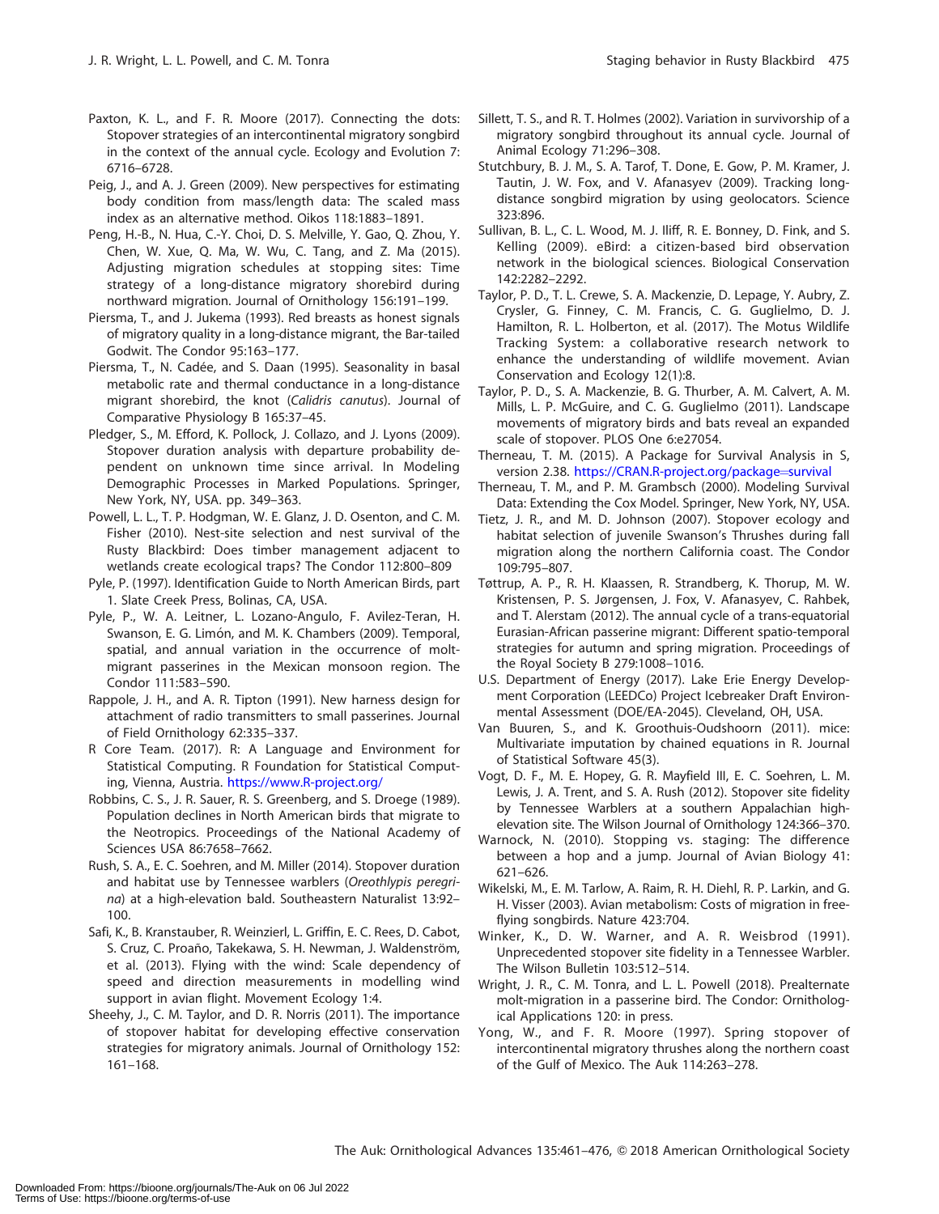Paxton, K. L., and F. R. Moore (2017). Connecting the dots: Stopover strategies of an intercontinental migratory songbird in the context of the annual cycle. Ecology and Evolution 7: 6716–6728.

Peig, J., and A. J. Green (2009). New perspectives for estimating body condition from mass/length data: The scaled mass index as an alternative method. Oikos 118:1883–1891.

Peng, H.-B., N. Hua, C.-Y. Choi, D. S. Melville, Y. Gao, Q. Zhou, Y. Chen, W. Xue, Q. Ma, W. Wu, C. Tang, and Z. Ma (2015). Adjusting migration schedules at stopping sites: Time strategy of a long-distance migratory shorebird during northward migration. Journal of Ornithology 156:191–199.

Piersma, T., and J. Jukema (1993). Red breasts as honest signals of migratory quality in a long-distance migrant, the Bar-tailed Godwit. The Condor 95:163–177.

Piersma, T., N. Cadée, and S. Daan (1995). Seasonality in basal metabolic rate and thermal conductance in a long-distance migrant shorebird, the knot (*Calidris canutus*). Journal of Comparative Physiology B 165:37–45.

Pledger, S., M. Efford, K. Pollock, J. Collazo, and J. Lyons (2009). Stopover duration analysis with departure probability dependent on unknown time since arrival. In Modeling Demographic Processes in Marked Populations. Springer, New York, NY, USA. pp. 349–363.

Powell, L. L., T. P. Hodgman, W. E. Glanz, J. D. Osenton, and C. M. Fisher (2010). Nest-site selection and nest survival of the Rusty Blackbird: Does timber management adjacent to wetlands create ecological traps? The Condor 112:800–809

Pyle, P. (1997). Identification Guide to North American Birds, part 1. Slate Creek Press, Bolinas, CA, USA.

Pyle, P., W. A. Leitner, L. Lozano-Angulo, F. Avilez-Teran, H. Swanson, E. G. Limón, and M. K. Chambers (2009). Temporal, spatial, and annual variation in the occurrence of molt-migrant passerines in the Mexican monsoon region. The Condor 111:583–590.

Rappole, J. H., and A. R. Tipton (1991). New harness design for attachment of radio transmitters to small passerines. Journal of Field Ornithology 62:335–337.

R Core Team. (2017). R: A Language and Environment for Statistical Computing. R Foundation for Statistical Computing, Vienna, Austria. https://www.R-project.org/

Robbins, C. S., J. R. Sauer, R. S. Greenberg, and S. Droege (1989). Population declines in North American birds that migrate to the Neotropics. Proceedings of the National Academy of Sciences USA 86:7658–7662.

Rush, S. A., E. C. Soehren, and M. Miller (2014). Stopover duration and habitat use by Tennessee warblers (*Oreothlypis peregrina*) at a high-elevation bald. Southeastern Naturalist 13:92–100.

Safi, K., B. Kranstauber, R. Weinzierl, L. Griffin, E. C. Rees, D. Cabot, S. Cruz, C. Proaño, Takekawa, S. H. Newman, J. Waldenström, et al. (2013). Flying with the wind: Scale dependency of speed and direction measurements in modelling wind support in avian flight. Movement Ecology 1:4.

Sheehy, J., C. M. Taylor, and D. R. Norris (2011). The importance of stopover habitat for developing effective conservation strategies for migratory animals. Journal of Ornithology 152: 161–168.

Sillett, T. S., and R. T. Holmes (2002). Variation in survivorship of a migratory songbird throughout its annual cycle. Journal of Animal Ecology 71:296–308.

Stutchbury, B. J. M., S. A. Tarof, T. Done, E. Gow, P. M. Kramer, J. Tautin, J. W. Fox, and V. Afanasyev (2009). Tracking long-distance songbird migration by using geolocators. Science 323:896.

Sullivan, B. L., C. L. Wood, M. J. Iliff, R. E. Bonney, D. Fink, and S. Kelling (2009). eBird: a citizen-based bird observation network in the biological sciences. Biological Conservation 142:2282–2292.

Taylor, P. D., T. L. Crewe, S. A. Mackenzie, D. Lepage, Y. Aubry, Z. Crysler, G. Finney, C. M. Francis, C. G. Guglielmo, D. J. Hamilton, R. L. Holberton, et al. (2017). The Motus Wildlife Tracking System: a collaborative research network to enhance the understanding of wildlife movement. Avian Conservation and Ecology 12(1):8.

Taylor, P. D., S. A. Mackenzie, B. G. Thurber, A. M. Calvert, A. M. Mills, L. P. McGuire, and C. G. Guglielmo (2011). Landscape movements of migratory birds and bats reveal an expanded scale of stopover. PLOS One 6:e27054.

Therneau, T. M. (2015). A Package for Survival Analysis in S, version 2.38. https://CRAN.R-project.org/package=survival

Therneau, T. M., and P. M. Grambsch (2000). Modeling Survival Data: Extending the Cox Model. Springer, New York, NY, USA.

Tietz, J. R., and M. D. Johnson (2007). Stopover ecology and habitat selection of juvenile Swanson's Thrushes during fall migration along the northern California coast. The Condor 109:795–807.

Tøttrup, A. P., R. H. Klaassen, R. Strandberg, K. Thorup, M. W. Kristensen, P. S. Jørgensen, J. Fox, V. Afanasyev, C. Rahbek, and T. Alerstam (2012). The annual cycle of a trans-equatorial Eurasian-African passerine migrant: Different spatio-temporal strategies for autumn and spring migration. Proceedings of the Royal Society B 279:1008–1016.

U.S. Department of Energy (2017). Lake Erie Energy Development Corporation (LEEDCo) Project Icebreaker Draft Environmental Assessment (DOE/EA-2045). Cleveland, OH, USA.

Van Buuren, S., and K. Groothuis-Oudshoorn (2011). mice: Multivariate imputation by chained equations in R. Journal of Statistical Software 45(3).

Vogt, D. F., M. E. Hopey, G. R. Mayfield III, E. C. Soehren, L. M. Lewis, J. A. Trent, and S. A. Rush (2012). Stopover site fidelity by Tennessee Warblers at a southern Appalachian high-elevation site. The Wilson Journal of Ornithology 124:366–370.

Warnock, N. (2010). Stopping vs. staging: The difference between a hop and a jump. Journal of Avian Biology 41: 621–626.

Wikelski, M., E. M. Tarlow, A. Raim, R. H. Diehl, R. P. Larkin, and G. H. Visser (2003). Avian metabolism: Costs of migration in free-flying songbirds. Nature 423:704.

Winker, K., D. W. Warner, and A. R. Weisbrod (1991). Unprecedented stopover site fidelity in a Tennessee Warbler. The Wilson Bulletin 103:512–514.

Wright, J. R., C. M. Tonra, and L. L. Powell (2018). Prealternate molt-migration in a passerine bird. The Condor: Ornithological Applications 120: in press.

Yong, W., and F. R. Moore (1997). Spring stopover of intercontinental migratory thrushes along the northern coast of the Gulf of Mexico. The Auk 114:263–278.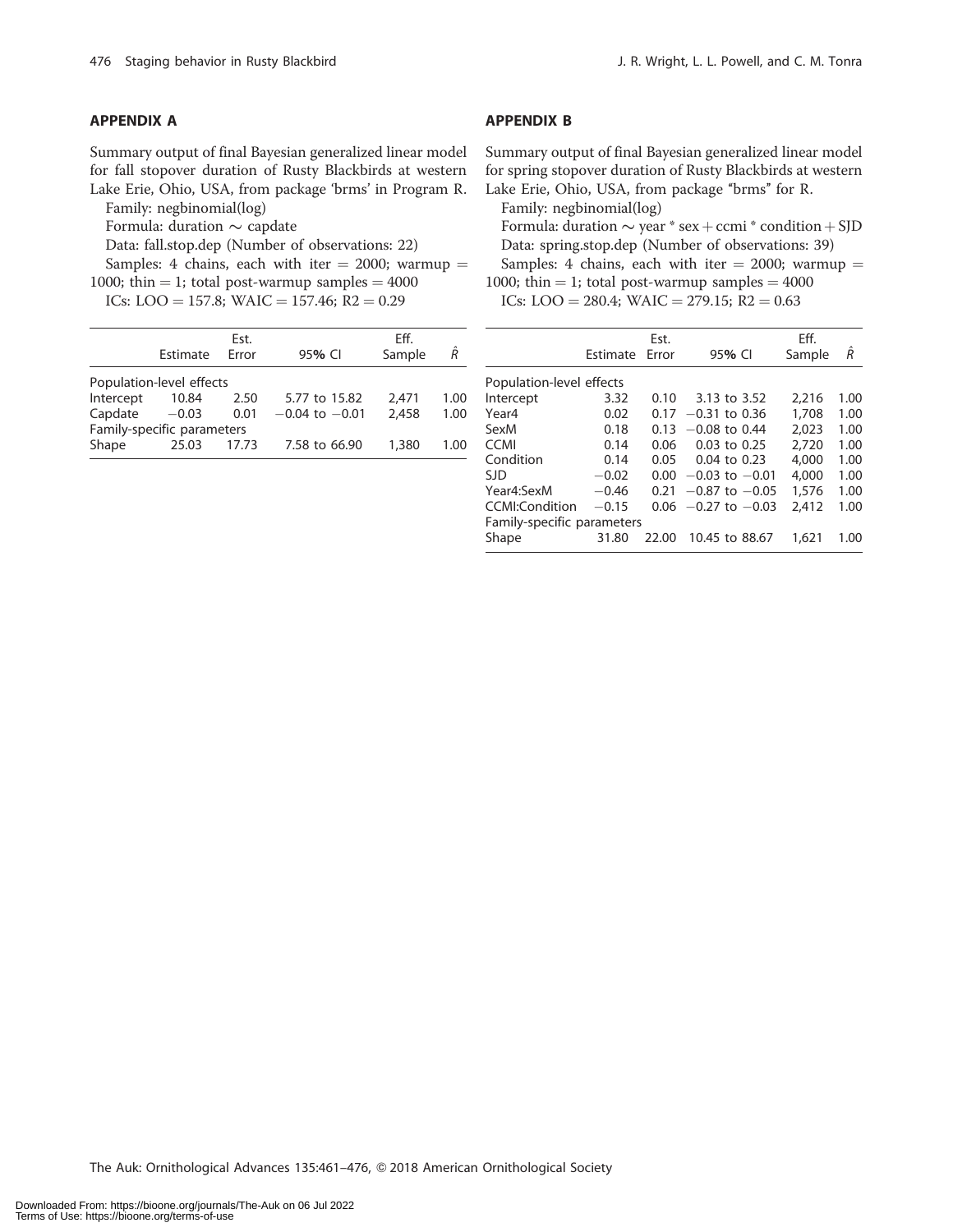## APPENDIX A

Summary output of final Bayesian generalized linear model for fall stopover duration of Rusty Blackbirds at western Lake Erie, Ohio, USA, from package 'brms' in Program R.

Family: negbinomial(log)

Formula: duration ~ capdate

Data: fall.stop.dep (Number of observations: 22)

Samples: 4 chains, each with iter = 2000; warmup = 1000; thin = 1; total post-warmup samples = 4000

ICs: LOO = 157.8; WAIC = 157.46; R2 = 0.29

| | Estimate | Est. Error | 95% CI | Eff. Sample | $\hat{R}$ |
|---|---|---|---|---|---|
| Population-level effects | | | | | |
| Intercept | 10.84 | 2.50 | 5.77 to 15.82 | 2,471 | 1.00 |
| Capdate | −0.03 | 0.01 | −0.04 to −0.01 | 2,458 | 1.00 |
| Family-specific parameters | | | | | |
| Shape | 25.03 | 17.73 | 7.58 to 66.90 | 1,380 | 1.00 |

## APPENDIX B

Summary output of final Bayesian generalized linear model for spring stopover duration of Rusty Blackbirds at western Lake Erie, Ohio, USA, from package "brms" for R.

Family: negbinomial(log)

Formula: duration ~ year * sex + ccmi * condition + SJD

Data: spring.stop.dep (Number of observations: 39)

Samples: 4 chains, each with iter = 2000; warmup = 1000; thin = 1; total post-warmup samples = 4000

ICs: LOO = 280.4; WAIC = 279.15; R2 = 0.63

| | Estimate | Est. Error | 95% CI | Eff. Sample | $\hat{R}$ |
|---|---|---|---|---|---|
| Population-level effects | | | | | |
| Intercept | 3.32 | 0.10 | 3.13 to 3.52 | 2,216 | 1.00 |
| Year4 | 0.02 | 0.17 | −0.31 to 0.36 | 1,708 | 1.00 |
| SexM | 0.18 | 0.13 | −0.08 to 0.44 | 2,023 | 1.00 |
| CCMI | 0.14 | 0.06 | 0.03 to 0.25 | 2,720 | 1.00 |
| Condition | 0.14 | 0.05 | 0.04 to 0.23 | 4,000 | 1.00 |
| SJD | −0.02 | 0.00 | −0.03 to −0.01 | 4,000 | 1.00 |
| Year4:SexM | −0.46 | 0.21 | −0.87 to −0.05 | 1,576 | 1.00 |
| CCMI:Condition | −0.15 | 0.06 | −0.27 to −0.03 | 2,412 | 1.00 |
| Family-specific parameters | | | | | |
| Shape | 31.80 | 22.00 | 10.45 to 88.67 | 1,621 | 1.00 |